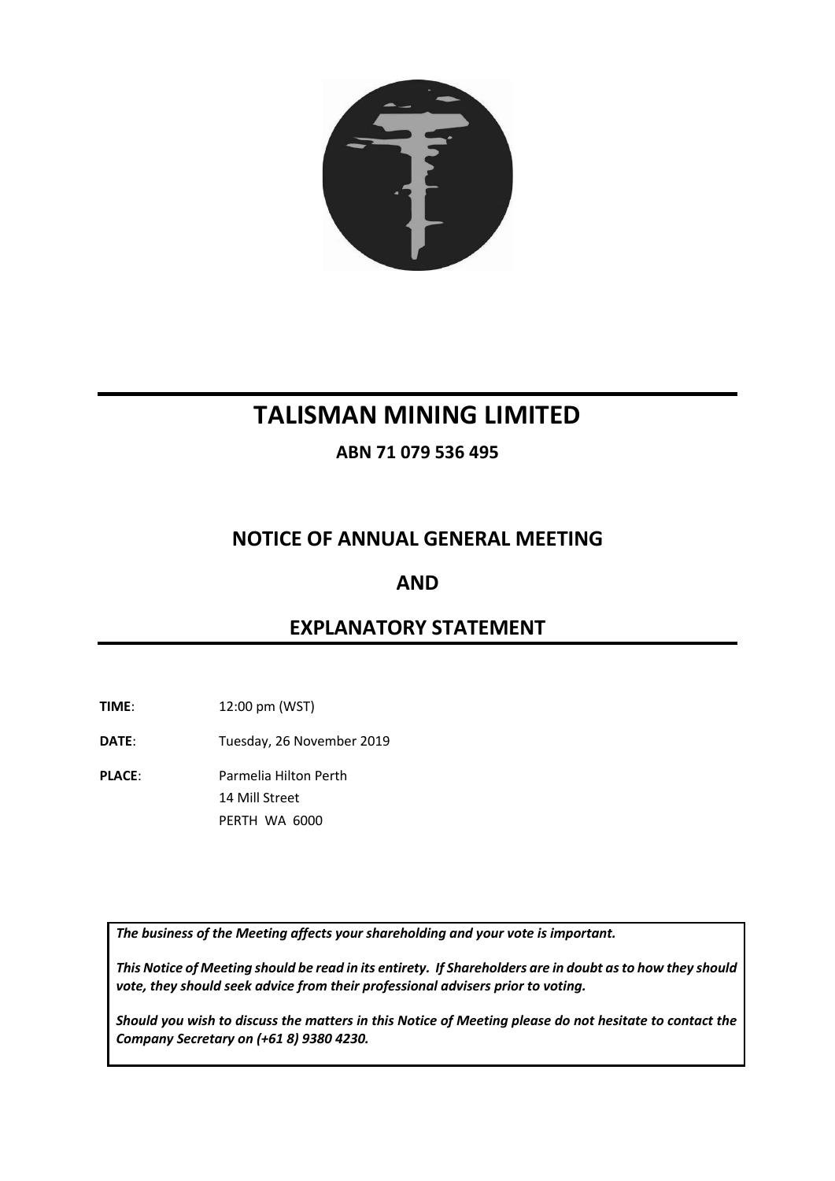# TALISMAN MINING LIMITED

**ABN 71 079 536 495**

## NOTICE OF ANNUAL GENERAL MEETING

## AND

## EXPLANATORY STATEMENT

**TIME**: 12:00 pm (WST)

**DATE**: Tuesday, 26 November 2019

**PLACE**: Parmelia Hilton Perth
14 Mill Street
PERTH WA 6000

***The business of the Meeting affects your shareholding and your vote is important.***

***This Notice of Meeting should be read in its entirety. If Shareholders are in doubt as to how they should vote, they should seek advice from their professional advisers prior to voting.***

***Should you wish to discuss the matters in this Notice of Meeting please do not hesitate to contact the Company Secretary on (+61 8) 9380 4230.***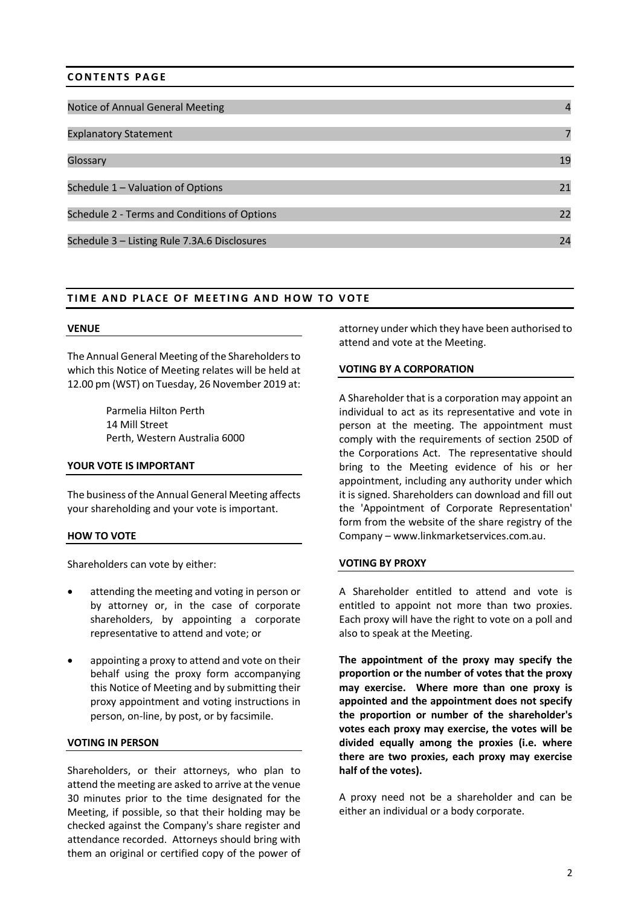## CONTENTS PAGE

| | |
|---|---|
| Notice of Annual General Meeting | 4 |
| Explanatory Statement | 7 |
| Glossary | 19 |
| Schedule 1 – Valuation of Options | 21 |
| Schedule 2 - Terms and Conditions of Options | 22 |
| Schedule 3 – Listing Rule 7.3A.6 Disclosures | 24 |

## TIME AND PLACE OF MEETING AND HOW TO VOTE

### VENUE

The Annual General Meeting of the Shareholders to which this Notice of Meeting relates will be held at 12.00 pm (WST) on Tuesday, 26 November 2019 at:

Parmelia Hilton Perth
14 Mill Street
Perth, Western Australia 6000

### YOUR VOTE IS IMPORTANT

The business of the Annual General Meeting affects your shareholding and your vote is important.

### HOW TO VOTE

Shareholders can vote by either:

- attending the meeting and voting in person or by attorney or, in the case of corporate shareholders, by appointing a corporate representative to attend and vote; or
- appointing a proxy to attend and vote on their behalf using the proxy form accompanying this Notice of Meeting and by submitting their proxy appointment and voting instructions in person, on-line, by post, or by facsimile.

### VOTING IN PERSON

Shareholders, or their attorneys, who plan to attend the meeting are asked to arrive at the venue 30 minutes prior to the time designated for the Meeting, if possible, so that their holding may be checked against the Company's share register and attendance recorded. Attorneys should bring with them an original or certified copy of the power of attorney under which they have been authorised to attend and vote at the Meeting.

### VOTING BY A CORPORATION

A Shareholder that is a corporation may appoint an individual to act as its representative and vote in person at the meeting. The appointment must comply with the requirements of section 250D of the Corporations Act. The representative should bring to the Meeting evidence of his or her appointment, including any authority under which it is signed. Shareholders can download and fill out the 'Appointment of Corporate Representation' form from the website of the share registry of the Company – www.linkmarketservices.com.au.

### VOTING BY PROXY

A Shareholder entitled to attend and vote is entitled to appoint not more than two proxies. Each proxy will have the right to vote on a poll and also to speak at the Meeting.

**The appointment of the proxy may specify the proportion or the number of votes that the proxy may exercise. Where more than one proxy is appointed and the appointment does not specify the proportion or number of the shareholder's votes each proxy may exercise, the votes will be divided equally among the proxies (i.e. where there are two proxies, each proxy may exercise half of the votes).**

A proxy need not be a shareholder and can be either an individual or a body corporate.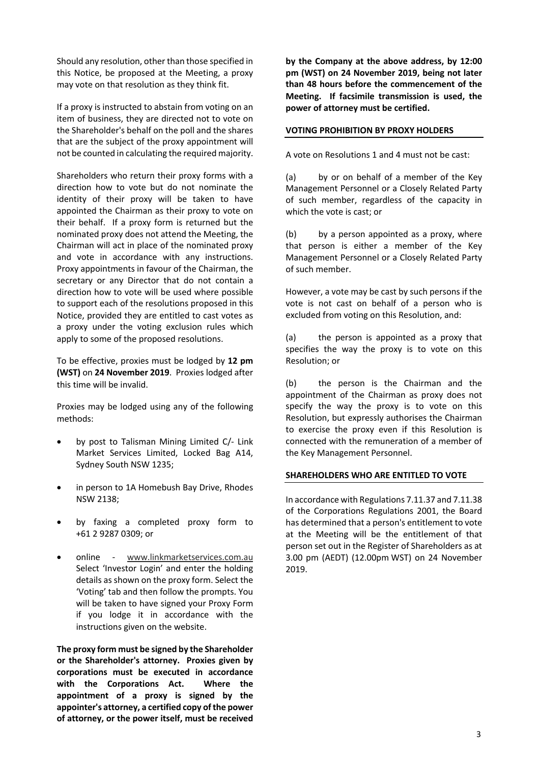Should any resolution, other than those specified in this Notice, be proposed at the Meeting, a proxy may vote on that resolution as they think fit.

If a proxy is instructed to abstain from voting on an item of business, they are directed not to vote on the Shareholder's behalf on the poll and the shares that are the subject of the proxy appointment will not be counted in calculating the required majority.

Shareholders who return their proxy forms with a direction how to vote but do not nominate the identity of their proxy will be taken to have appointed the Chairman as their proxy to vote on their behalf. If a proxy form is returned but the nominated proxy does not attend the Meeting, the Chairman will act in place of the nominated proxy and vote in accordance with any instructions. Proxy appointments in favour of the Chairman, the secretary or any Director that do not contain a direction how to vote will be used where possible to support each of the resolutions proposed in this Notice, provided they are entitled to cast votes as a proxy under the voting exclusion rules which apply to some of the proposed resolutions.

To be effective, proxies must be lodged by **12 pm (WST)** on **24 November 2019**. Proxies lodged after this time will be invalid.

Proxies may be lodged using any of the following methods:

- by post to Talisman Mining Limited C/- Link Market Services Limited, Locked Bag A14, Sydney South NSW 1235;
- in person to 1A Homebush Bay Drive, Rhodes NSW 2138;
- by faxing a completed proxy form to +61 2 9287 0309; or
- online - www.linkmarketservices.com.au Select 'Investor Login' and enter the holding details as shown on the proxy form. Select the 'Voting' tab and then follow the prompts. You will be taken to have signed your Proxy Form if you lodge it in accordance with the instructions given on the website.

**The proxy form must be signed by the Shareholder or the Shareholder's attorney. Proxies given by corporations must be executed in accordance with the Corporations Act. Where the appointment of a proxy is signed by the appointer's attorney, a certified copy of the power of attorney, or the power itself, must be received by the Company at the above address, by 12:00 pm (WST) on 24 November 2019, being not later than 48 hours before the commencement of the Meeting. If facsimile transmission is used, the power of attorney must be certified.**

## VOTING PROHIBITION BY PROXY HOLDERS

A vote on Resolutions 1 and 4 must not be cast:

(a) by or on behalf of a member of the Key Management Personnel or a Closely Related Party of such member, regardless of the capacity in which the vote is cast; or

(b) by a person appointed as a proxy, where that person is either a member of the Key Management Personnel or a Closely Related Party of such member.

However, a vote may be cast by such persons if the vote is not cast on behalf of a person who is excluded from voting on this Resolution, and:

(a) the person is appointed as a proxy that specifies the way the proxy is to vote on this Resolution; or

(b) the person is the Chairman and the appointment of the Chairman as proxy does not specify the way the proxy is to vote on this Resolution, but expressly authorises the Chairman to exercise the proxy even if this Resolution is connected with the remuneration of a member of the Key Management Personnel.

## SHAREHOLDERS WHO ARE ENTITLED TO VOTE

In accordance with Regulations 7.11.37 and 7.11.38 of the Corporations Regulations 2001, the Board has determined that a person's entitlement to vote at the Meeting will be the entitlement of that person set out in the Register of Shareholders as at 3.00 pm (AEDT) (12.00pm WST) on 24 November 2019.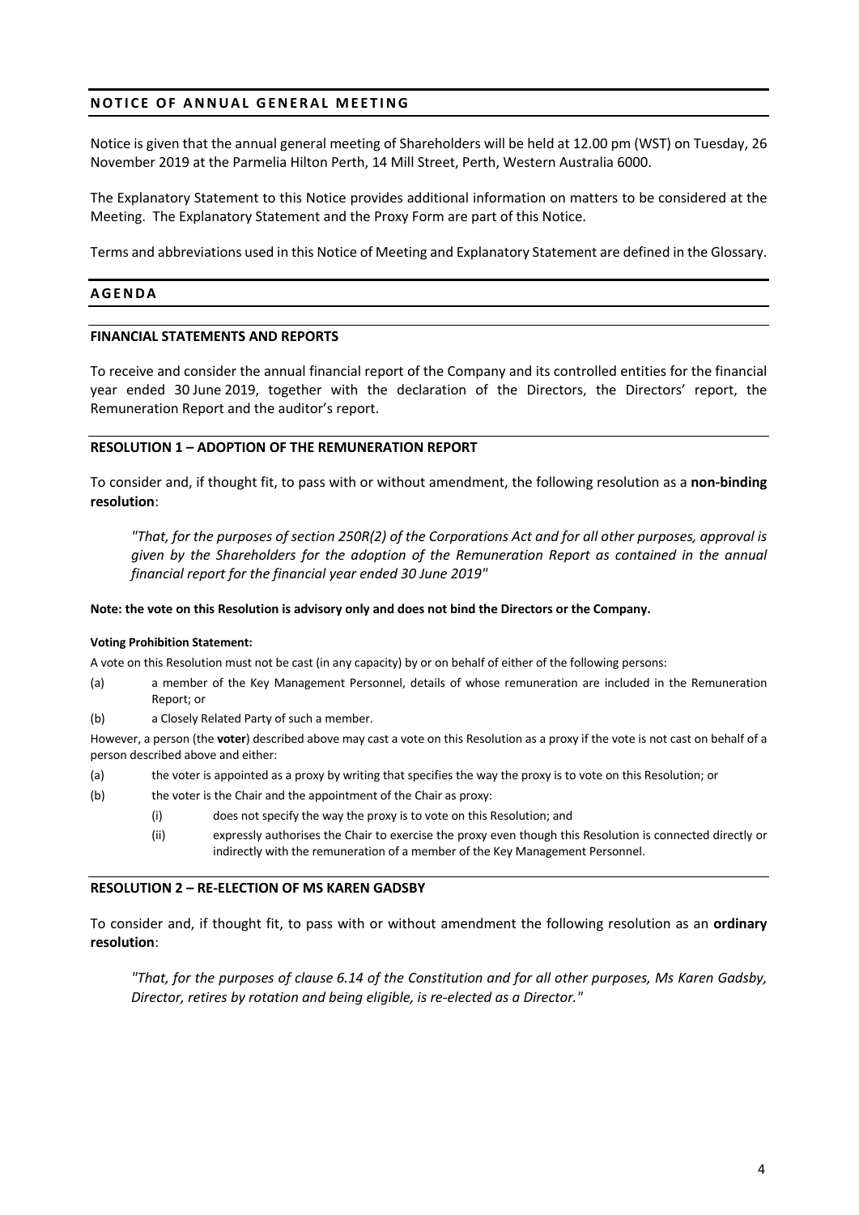## NOTICE OF ANNUAL GENERAL MEETING

Notice is given that the annual general meeting of Shareholders will be held at 12.00 pm (WST) on Tuesday, 26 November 2019 at the Parmelia Hilton Perth, 14 Mill Street, Perth, Western Australia 6000.

The Explanatory Statement to this Notice provides additional information on matters to be considered at the Meeting. The Explanatory Statement and the Proxy Form are part of this Notice.

Terms and abbreviations used in this Notice of Meeting and Explanatory Statement are defined in the Glossary.

## AGENDA

### FINANCIAL STATEMENTS AND REPORTS

To receive and consider the annual financial report of the Company and its controlled entities for the financial year ended 30 June 2019, together with the declaration of the Directors, the Directors' report, the Remuneration Report and the auditor's report.

### RESOLUTION 1 – ADOPTION OF THE REMUNERATION REPORT

To consider and, if thought fit, to pass with or without amendment, the following resolution as a **non-binding resolution**:

> *"That, for the purposes of section 250R(2) of the Corporations Act and for all other purposes, approval is given by the Shareholders for the adoption of the Remuneration Report as contained in the annual financial report for the financial year ended 30 June 2019"*

**Note: the vote on this Resolution is advisory only and does not bind the Directors or the Company.**

**Voting Prohibition Statement:**

A vote on this Resolution must not be cast (in any capacity) by or on behalf of either of the following persons:

(a) a member of the Key Management Personnel, details of whose remuneration are included in the Remuneration Report; or

(b) a Closely Related Party of such a member.

However, a person (the **voter**) described above may cast a vote on this Resolution as a proxy if the vote is not cast on behalf of a person described above and either:

(a) the voter is appointed as a proxy by writing that specifies the way the proxy is to vote on this Resolution; or

(b) the voter is the Chair and the appointment of the Chair as proxy:

  (i) does not specify the way the proxy is to vote on this Resolution; and

  (ii) expressly authorises the Chair to exercise the proxy even though this Resolution is connected directly or indirectly with the remuneration of a member of the Key Management Personnel.

### RESOLUTION 2 – RE-ELECTION OF MS KAREN GADSBY

To consider and, if thought fit, to pass with or without amendment the following resolution as an **ordinary resolution**:

> *"That, for the purposes of clause 6.14 of the Constitution and for all other purposes, Ms Karen Gadsby, Director, retires by rotation and being eligible, is re-elected as a Director."*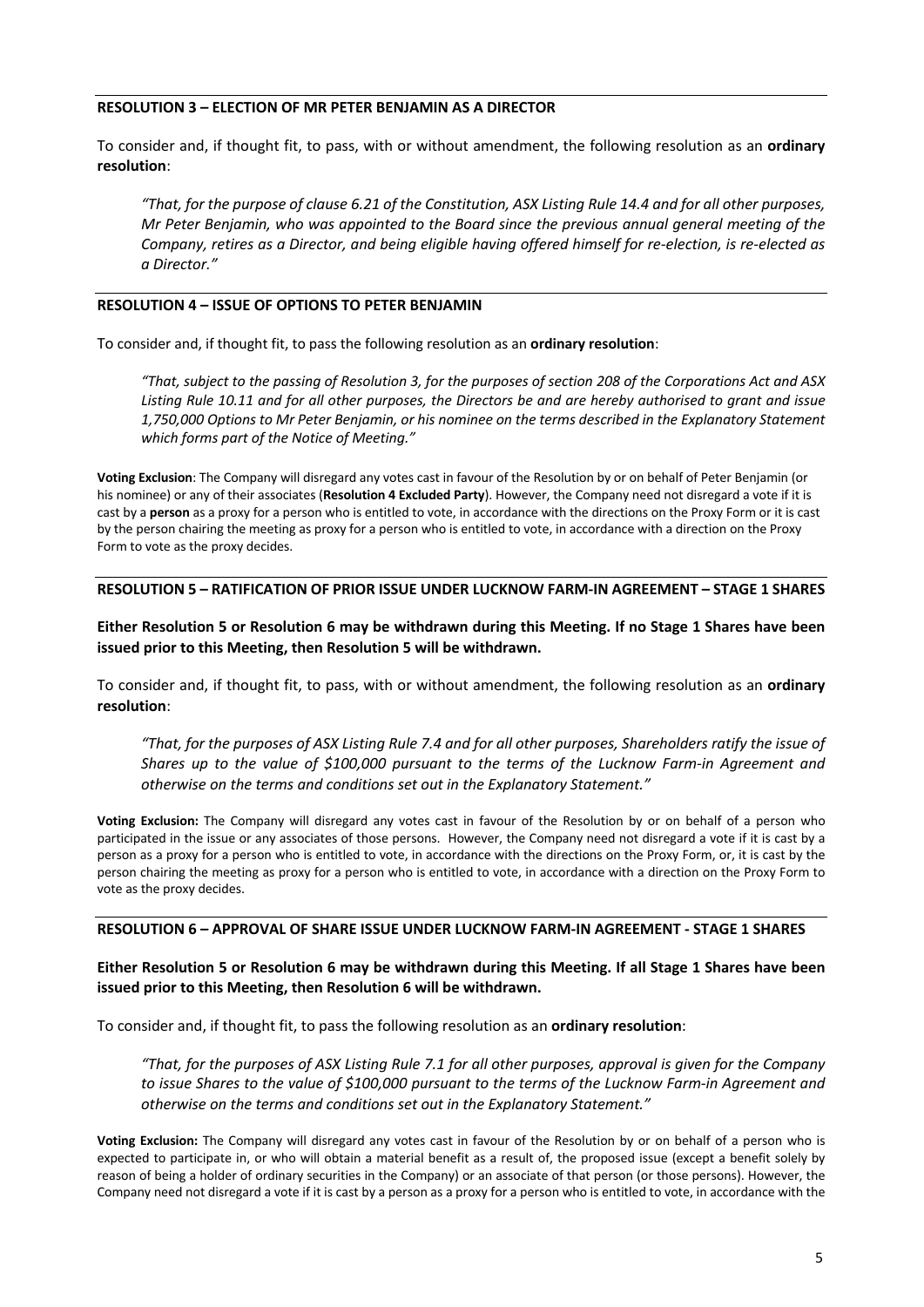### RESOLUTION 3 – ELECTION OF MR PETER BENJAMIN AS A DIRECTOR

To consider and, if thought fit, to pass, with or without amendment, the following resolution as an **ordinary resolution**:

> *"That, for the purpose of clause 6.21 of the Constitution, ASX Listing Rule 14.4 and for all other purposes, Mr Peter Benjamin, who was appointed to the Board since the previous annual general meeting of the Company, retires as a Director, and being eligible having offered himself for re-election, is re-elected as a Director."*

### RESOLUTION 4 – ISSUE OF OPTIONS TO PETER BENJAMIN

To consider and, if thought fit, to pass the following resolution as an **ordinary resolution**:

> *"That, subject to the passing of Resolution 3, for the purposes of section 208 of the Corporations Act and ASX Listing Rule 10.11 and for all other purposes, the Directors be and are hereby authorised to grant and issue 1,750,000 Options to Mr Peter Benjamin, or his nominee on the terms described in the Explanatory Statement which forms part of the Notice of Meeting."*

**Voting Exclusion**: The Company will disregard any votes cast in favour of the Resolution by or on behalf of Peter Benjamin (or his nominee) or any of their associates (**Resolution 4 Excluded Party**). However, the Company need not disregard a vote if it is cast by a **person** as a proxy for a person who is entitled to vote, in accordance with the directions on the Proxy Form or it is cast by the person chairing the meeting as proxy for a person who is entitled to vote, in accordance with a direction on the Proxy Form to vote as the proxy decides.

### RESOLUTION 5 – RATIFICATION OF PRIOR ISSUE UNDER LUCKNOW FARM-IN AGREEMENT – STAGE 1 SHARES

**Either Resolution 5 or Resolution 6 may be withdrawn during this Meeting. If no Stage 1 Shares have been issued prior to this Meeting, then Resolution 5 will be withdrawn.**

To consider and, if thought fit, to pass, with or without amendment, the following resolution as an **ordinary resolution**:

> *"That, for the purposes of ASX Listing Rule 7.4 and for all other purposes, Shareholders ratify the issue of Shares up to the value of $100,000 pursuant to the terms of the Lucknow Farm-in Agreement and otherwise on the terms and conditions set out in the Explanatory Statement."*

**Voting Exclusion:** The Company will disregard any votes cast in favour of the Resolution by or on behalf of a person who participated in the issue or any associates of those persons. However, the Company need not disregard a vote if it is cast by a person as a proxy for a person who is entitled to vote, in accordance with the directions on the Proxy Form, or, it is cast by the person chairing the meeting as proxy for a person who is entitled to vote, in accordance with a direction on the Proxy Form to vote as the proxy decides.

### RESOLUTION 6 – APPROVAL OF SHARE ISSUE UNDER LUCKNOW FARM-IN AGREEMENT - STAGE 1 SHARES

**Either Resolution 5 or Resolution 6 may be withdrawn during this Meeting. If all Stage 1 Shares have been issued prior to this Meeting, then Resolution 6 will be withdrawn.**

To consider and, if thought fit, to pass the following resolution as an **ordinary resolution**:

> *"That, for the purposes of ASX Listing Rule 7.1 for all other purposes, approval is given for the Company to issue Shares to the value of $100,000 pursuant to the terms of the Lucknow Farm-in Agreement and otherwise on the terms and conditions set out in the Explanatory Statement."*

**Voting Exclusion:** The Company will disregard any votes cast in favour of the Resolution by or on behalf of a person who is expected to participate in, or who will obtain a material benefit as a result of, the proposed issue (except a benefit solely by reason of being a holder of ordinary securities in the Company) or an associate of that person (or those persons). However, the Company need not disregard a vote if it is cast by a person as a proxy for a person who is entitled to vote, in accordance with the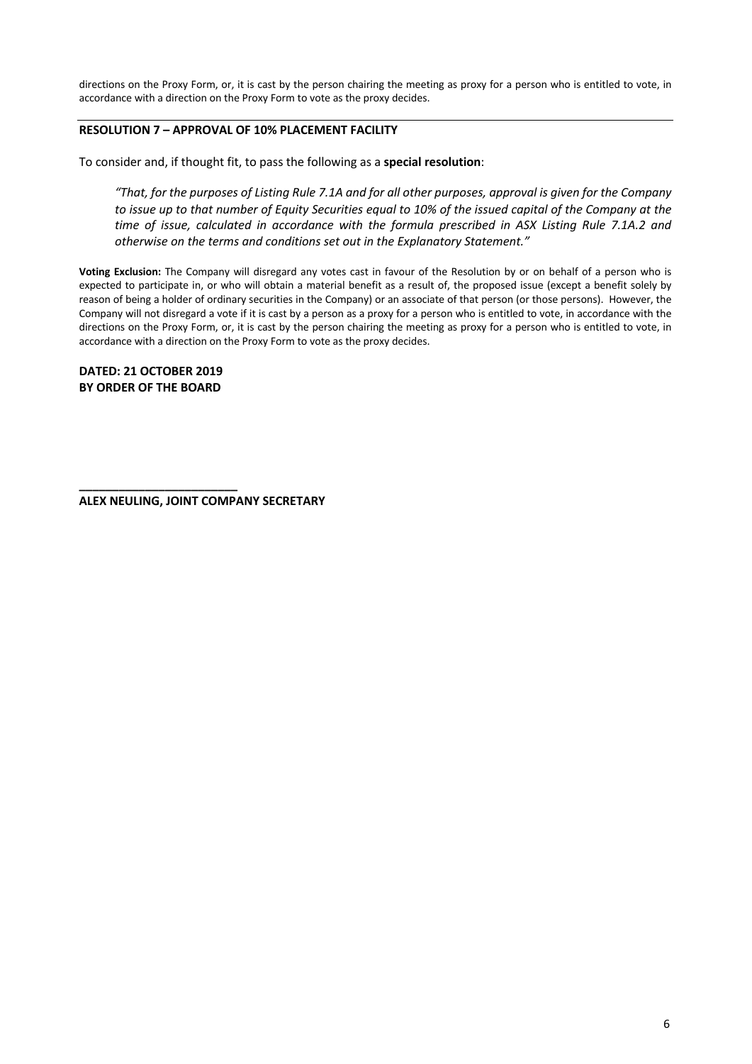directions on the Proxy Form, or, it is cast by the person chairing the meeting as proxy for a person who is entitled to vote, in accordance with a direction on the Proxy Form to vote as the proxy decides.

## RESOLUTION 7 – APPROVAL OF 10% PLACEMENT FACILITY

To consider and, if thought fit, to pass the following as a **special resolution**:

*"That, for the purposes of Listing Rule 7.1A and for all other purposes, approval is given for the Company to issue up to that number of Equity Securities equal to 10% of the issued capital of the Company at the time of issue, calculated in accordance with the formula prescribed in ASX Listing Rule 7.1A.2 and otherwise on the terms and conditions set out in the Explanatory Statement."*

**Voting Exclusion:** The Company will disregard any votes cast in favour of the Resolution by or on behalf of a person who is expected to participate in, or who will obtain a material benefit as a result of, the proposed issue (except a benefit solely by reason of being a holder of ordinary securities in the Company) or an associate of that person (or those persons). However, the Company will not disregard a vote if it is cast by a person as a proxy for a person who is entitled to vote, in accordance with the directions on the Proxy Form, or, it is cast by the person chairing the meeting as proxy for a person who is entitled to vote, in accordance with a direction on the Proxy Form to vote as the proxy decides.

**DATED: 21 OCTOBER 2019**
**BY ORDER OF THE BOARD**

________________________

**ALEX NEULING, JOINT COMPANY SECRETARY**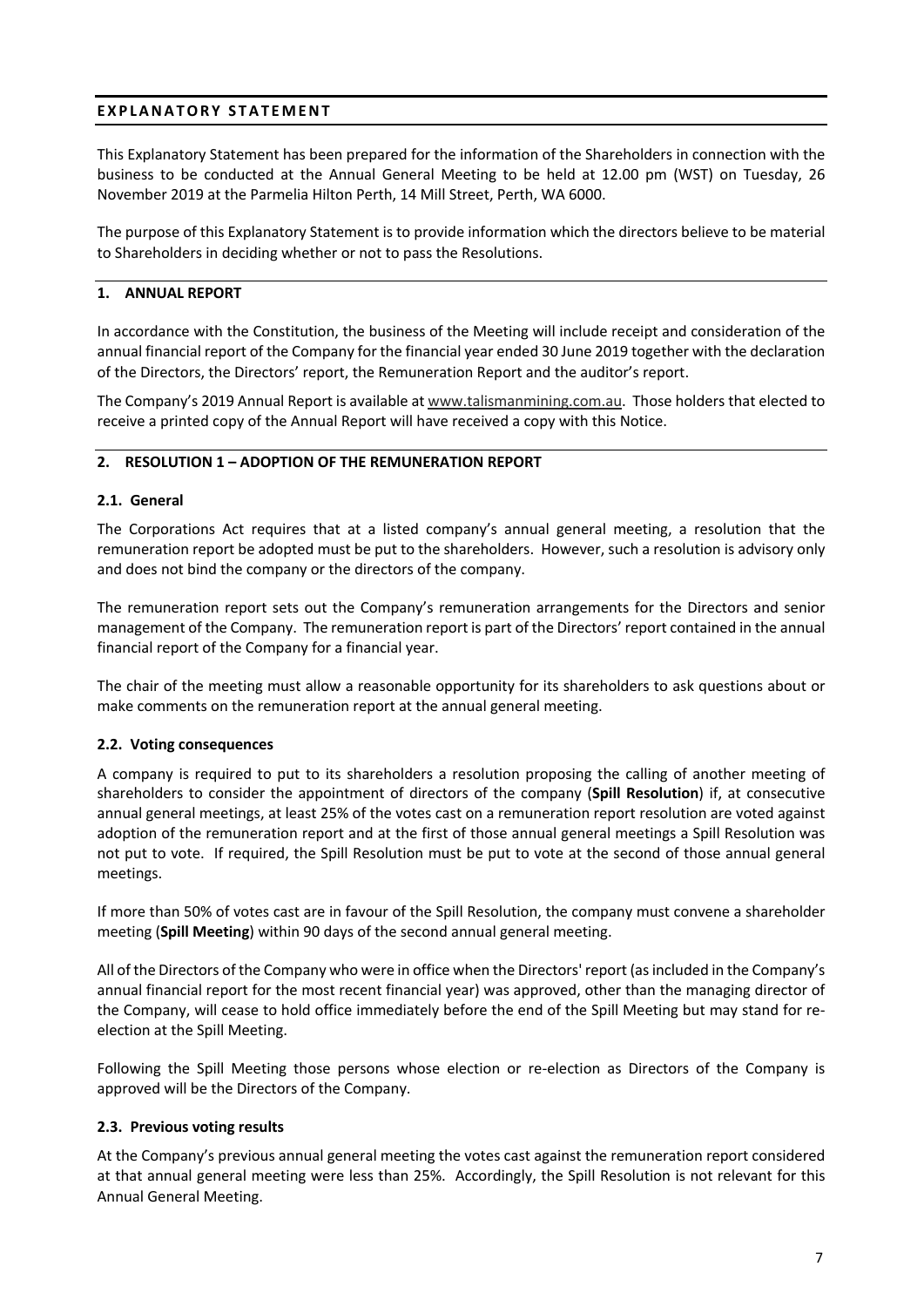## EXPLANATORY STATEMENT

This Explanatory Statement has been prepared for the information of the Shareholders in connection with the business to be conducted at the Annual General Meeting to be held at 12.00 pm (WST) on Tuesday, 26 November 2019 at the Parmelia Hilton Perth, 14 Mill Street, Perth, WA 6000.

The purpose of this Explanatory Statement is to provide information which the directors believe to be material to Shareholders in deciding whether or not to pass the Resolutions.

### 1. ANNUAL REPORT

In accordance with the Constitution, the business of the Meeting will include receipt and consideration of the annual financial report of the Company for the financial year ended 30 June 2019 together with the declaration of the Directors, the Directors' report, the Remuneration Report and the auditor's report.

The Company's 2019 Annual Report is available at www.talismanmining.com.au. Those holders that elected to receive a printed copy of the Annual Report will have received a copy with this Notice.

### 2. RESOLUTION 1 – ADOPTION OF THE REMUNERATION REPORT

#### 2.1. General

The Corporations Act requires that at a listed company's annual general meeting, a resolution that the remuneration report be adopted must be put to the shareholders. However, such a resolution is advisory only and does not bind the company or the directors of the company.

The remuneration report sets out the Company's remuneration arrangements for the Directors and senior management of the Company. The remuneration report is part of the Directors' report contained in the annual financial report of the Company for a financial year.

The chair of the meeting must allow a reasonable opportunity for its shareholders to ask questions about or make comments on the remuneration report at the annual general meeting.

#### 2.2. Voting consequences

A company is required to put to its shareholders a resolution proposing the calling of another meeting of shareholders to consider the appointment of directors of the company (**Spill Resolution**) if, at consecutive annual general meetings, at least 25% of the votes cast on a remuneration report resolution are voted against adoption of the remuneration report and at the first of those annual general meetings a Spill Resolution was not put to vote. If required, the Spill Resolution must be put to vote at the second of those annual general meetings.

If more than 50% of votes cast are in favour of the Spill Resolution, the company must convene a shareholder meeting (**Spill Meeting**) within 90 days of the second annual general meeting.

All of the Directors of the Company who were in office when the Directors' report (as included in the Company's annual financial report for the most recent financial year) was approved, other than the managing director of the Company, will cease to hold office immediately before the end of the Spill Meeting but may stand for re-election at the Spill Meeting.

Following the Spill Meeting those persons whose election or re-election as Directors of the Company is approved will be the Directors of the Company.

#### 2.3. Previous voting results

At the Company's previous annual general meeting the votes cast against the remuneration report considered at that annual general meeting were less than 25%. Accordingly, the Spill Resolution is not relevant for this Annual General Meeting.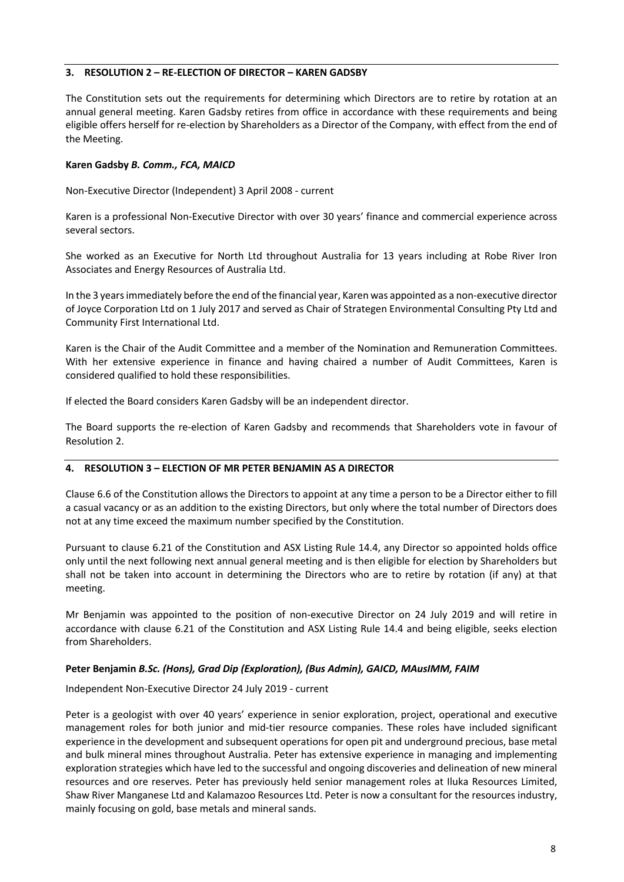## 3. RESOLUTION 2 – RE-ELECTION OF DIRECTOR – KAREN GADSBY

The Constitution sets out the requirements for determining which Directors are to retire by rotation at an annual general meeting. Karen Gadsby retires from office in accordance with these requirements and being eligible offers herself for re-election by Shareholders as a Director of the Company, with effect from the end of the Meeting.

**Karen Gadsby *B. Comm., FCA, MAICD***

Non-Executive Director (Independent) 3 April 2008 - current

Karen is a professional Non-Executive Director with over 30 years' finance and commercial experience across several sectors.

She worked as an Executive for North Ltd throughout Australia for 13 years including at Robe River Iron Associates and Energy Resources of Australia Ltd.

In the 3 years immediately before the end of the financial year, Karen was appointed as a non-executive director of Joyce Corporation Ltd on 1 July 2017 and served as Chair of Strategen Environmental Consulting Pty Ltd and Community First International Ltd.

Karen is the Chair of the Audit Committee and a member of the Nomination and Remuneration Committees. With her extensive experience in finance and having chaired a number of Audit Committees, Karen is considered qualified to hold these responsibilities.

If elected the Board considers Karen Gadsby will be an independent director.

The Board supports the re-election of Karen Gadsby and recommends that Shareholders vote in favour of Resolution 2.

## 4. RESOLUTION 3 – ELECTION OF MR PETER BENJAMIN AS A DIRECTOR

Clause 6.6 of the Constitution allows the Directors to appoint at any time a person to be a Director either to fill a casual vacancy or as an addition to the existing Directors, but only where the total number of Directors does not at any time exceed the maximum number specified by the Constitution.

Pursuant to clause 6.21 of the Constitution and ASX Listing Rule 14.4, any Director so appointed holds office only until the next following next annual general meeting and is then eligible for election by Shareholders but shall not be taken into account in determining the Directors who are to retire by rotation (if any) at that meeting.

Mr Benjamin was appointed to the position of non-executive Director on 24 July 2019 and will retire in accordance with clause 6.21 of the Constitution and ASX Listing Rule 14.4 and being eligible, seeks election from Shareholders.

**Peter Benjamin *B.Sc. (Hons), Grad Dip (Exploration), (Bus Admin), GAICD, MAusIMM, FAIM***

Independent Non-Executive Director 24 July 2019 - current

Peter is a geologist with over 40 years' experience in senior exploration, project, operational and executive management roles for both junior and mid-tier resource companies. These roles have included significant experience in the development and subsequent operations for open pit and underground precious, base metal and bulk mineral mines throughout Australia. Peter has extensive experience in managing and implementing exploration strategies which have led to the successful and ongoing discoveries and delineation of new mineral resources and ore reserves. Peter has previously held senior management roles at Iluka Resources Limited, Shaw River Manganese Ltd and Kalamazoo Resources Ltd. Peter is now a consultant for the resources industry, mainly focusing on gold, base metals and mineral sands.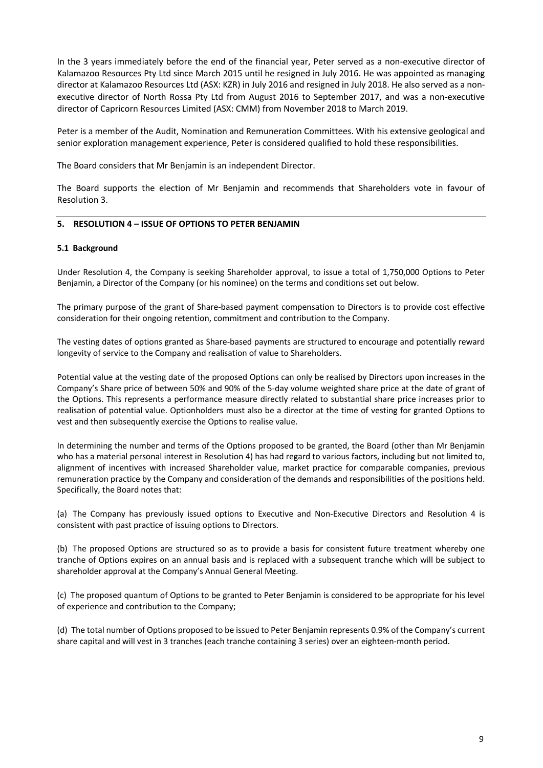In the 3 years immediately before the end of the financial year, Peter served as a non-executive director of Kalamazoo Resources Pty Ltd since March 2015 until he resigned in July 2016. He was appointed as managing director at Kalamazoo Resources Ltd (ASX: KZR) in July 2016 and resigned in July 2018. He also served as a non-executive director of North Rossa Pty Ltd from August 2016 to September 2017, and was a non-executive director of Capricorn Resources Limited (ASX: CMM) from November 2018 to March 2019.

Peter is a member of the Audit, Nomination and Remuneration Committees. With his extensive geological and senior exploration management experience, Peter is considered qualified to hold these responsibilities.

The Board considers that Mr Benjamin is an independent Director.

The Board supports the election of Mr Benjamin and recommends that Shareholders vote in favour of Resolution 3.

## 5. RESOLUTION 4 – ISSUE OF OPTIONS TO PETER BENJAMIN

### 5.1 Background

Under Resolution 4, the Company is seeking Shareholder approval, to issue a total of 1,750,000 Options to Peter Benjamin, a Director of the Company (or his nominee) on the terms and conditions set out below.

The primary purpose of the grant of Share-based payment compensation to Directors is to provide cost effective consideration for their ongoing retention, commitment and contribution to the Company.

The vesting dates of options granted as Share-based payments are structured to encourage and potentially reward longevity of service to the Company and realisation of value to Shareholders.

Potential value at the vesting date of the proposed Options can only be realised by Directors upon increases in the Company's Share price of between 50% and 90% of the 5-day volume weighted share price at the date of grant of the Options. This represents a performance measure directly related to substantial share price increases prior to realisation of potential value. Optionholders must also be a director at the time of vesting for granted Options to vest and then subsequently exercise the Options to realise value.

In determining the number and terms of the Options proposed to be granted, the Board (other than Mr Benjamin who has a material personal interest in Resolution 4) has had regard to various factors, including but not limited to, alignment of incentives with increased Shareholder value, market practice for comparable companies, previous remuneration practice by the Company and consideration of the demands and responsibilities of the positions held. Specifically, the Board notes that:

(a) The Company has previously issued options to Executive and Non-Executive Directors and Resolution 4 is consistent with past practice of issuing options to Directors.

(b) The proposed Options are structured so as to provide a basis for consistent future treatment whereby one tranche of Options expires on an annual basis and is replaced with a subsequent tranche which will be subject to shareholder approval at the Company's Annual General Meeting.

(c) The proposed quantum of Options to be granted to Peter Benjamin is considered to be appropriate for his level of experience and contribution to the Company;

(d) The total number of Options proposed to be issued to Peter Benjamin represents 0.9% of the Company's current share capital and will vest in 3 tranches (each tranche containing 3 series) over an eighteen-month period.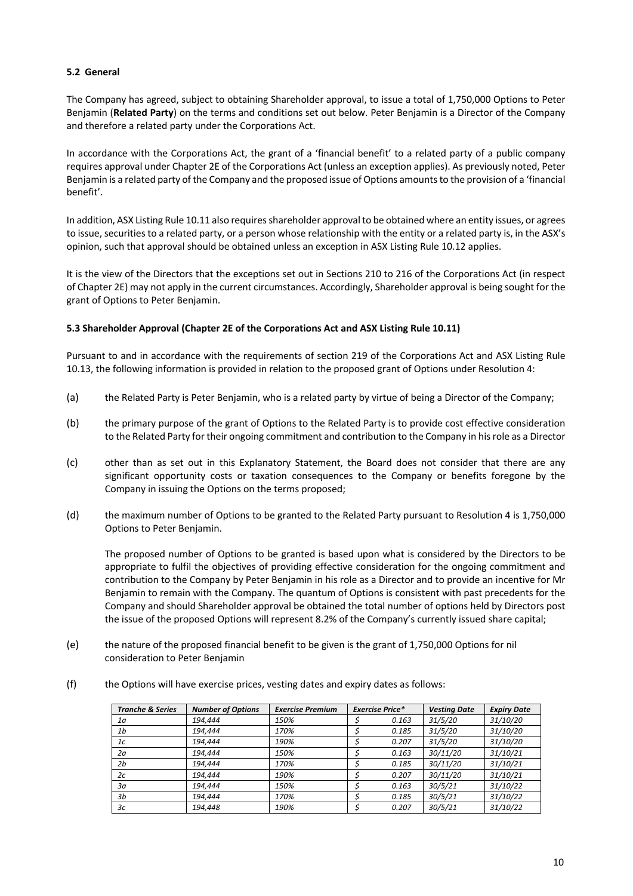### 5.2 General

The Company has agreed, subject to obtaining Shareholder approval, to issue a total of 1,750,000 Options to Peter Benjamin (**Related Party**) on the terms and conditions set out below. Peter Benjamin is a Director of the Company and therefore a related party under the Corporations Act.

In accordance with the Corporations Act, the grant of a 'financial benefit' to a related party of a public company requires approval under Chapter 2E of the Corporations Act (unless an exception applies). As previously noted, Peter Benjamin is a related party of the Company and the proposed issue of Options amounts to the provision of a 'financial benefit'.

In addition, ASX Listing Rule 10.11 also requires shareholder approval to be obtained where an entity issues, or agrees to issue, securities to a related party, or a person whose relationship with the entity or a related party is, in the ASX's opinion, such that approval should be obtained unless an exception in ASX Listing Rule 10.12 applies.

It is the view of the Directors that the exceptions set out in Sections 210 to 216 of the Corporations Act (in respect of Chapter 2E) may not apply in the current circumstances. Accordingly, Shareholder approval is being sought for the grant of Options to Peter Benjamin.

### 5.3 Shareholder Approval (Chapter 2E of the Corporations Act and ASX Listing Rule 10.11)

Pursuant to and in accordance with the requirements of section 219 of the Corporations Act and ASX Listing Rule 10.13, the following information is provided in relation to the proposed grant of Options under Resolution 4:

(a) the Related Party is Peter Benjamin, who is a related party by virtue of being a Director of the Company;

(b) the primary purpose of the grant of Options to the Related Party is to provide cost effective consideration to the Related Party for their ongoing commitment and contribution to the Company in his role as a Director

(c) other than as set out in this Explanatory Statement, the Board does not consider that there are any significant opportunity costs or taxation consequences to the Company or benefits foregone by the Company in issuing the Options on the terms proposed;

(d) the maximum number of Options to be granted to the Related Party pursuant to Resolution 4 is 1,750,000 Options to Peter Benjamin.

The proposed number of Options to be granted is based upon what is considered by the Directors to be appropriate to fulfil the objectives of providing effective consideration for the ongoing commitment and contribution to the Company by Peter Benjamin in his role as a Director and to provide an incentive for Mr Benjamin to remain with the Company. The quantum of Options is consistent with past precedents for the Company and should Shareholder approval be obtained the total number of options held by Directors post the issue of the proposed Options will represent 8.2% of the Company's currently issued share capital;

(e) the nature of the proposed financial benefit to be given is the grant of 1,750,000 Options for nil consideration to Peter Benjamin

(f) the Options will have exercise prices, vesting dates and expiry dates as follows:

| *Tranche & Series* | *Number of Options* | *Exercise Premium* | *Exercise Price** | *Vesting Date* | *Expiry Date* |
|---|---|---|---|---|---|
| *1a* | *194,444* | *150%* | *$ 0.163* | *31/5/20* | *31/10/20* |
| *1b* | *194,444* | *170%* | *$ 0.185* | *31/5/20* | *31/10/20* |
| *1c* | *194,444* | *190%* | *$ 0.207* | *31/5/20* | *31/10/20* |
| *2a* | *194,444* | *150%* | *$ 0.163* | *30/11/20* | *31/10/21* |
| *2b* | *194,444* | *170%* | *$ 0.185* | *30/11/20* | *31/10/21* |
| *2c* | *194,444* | *190%* | *$ 0.207* | *30/11/20* | *31/10/21* |
| *3a* | *194,444* | *150%* | *$ 0.163* | *30/5/21* | *31/10/22* |
| *3b* | *194,444* | *170%* | *$ 0.185* | *30/5/21* | *31/10/22* |
| *3c* | *194,448* | *190%* | *$ 0.207* | *30/5/21* | *31/10/22* |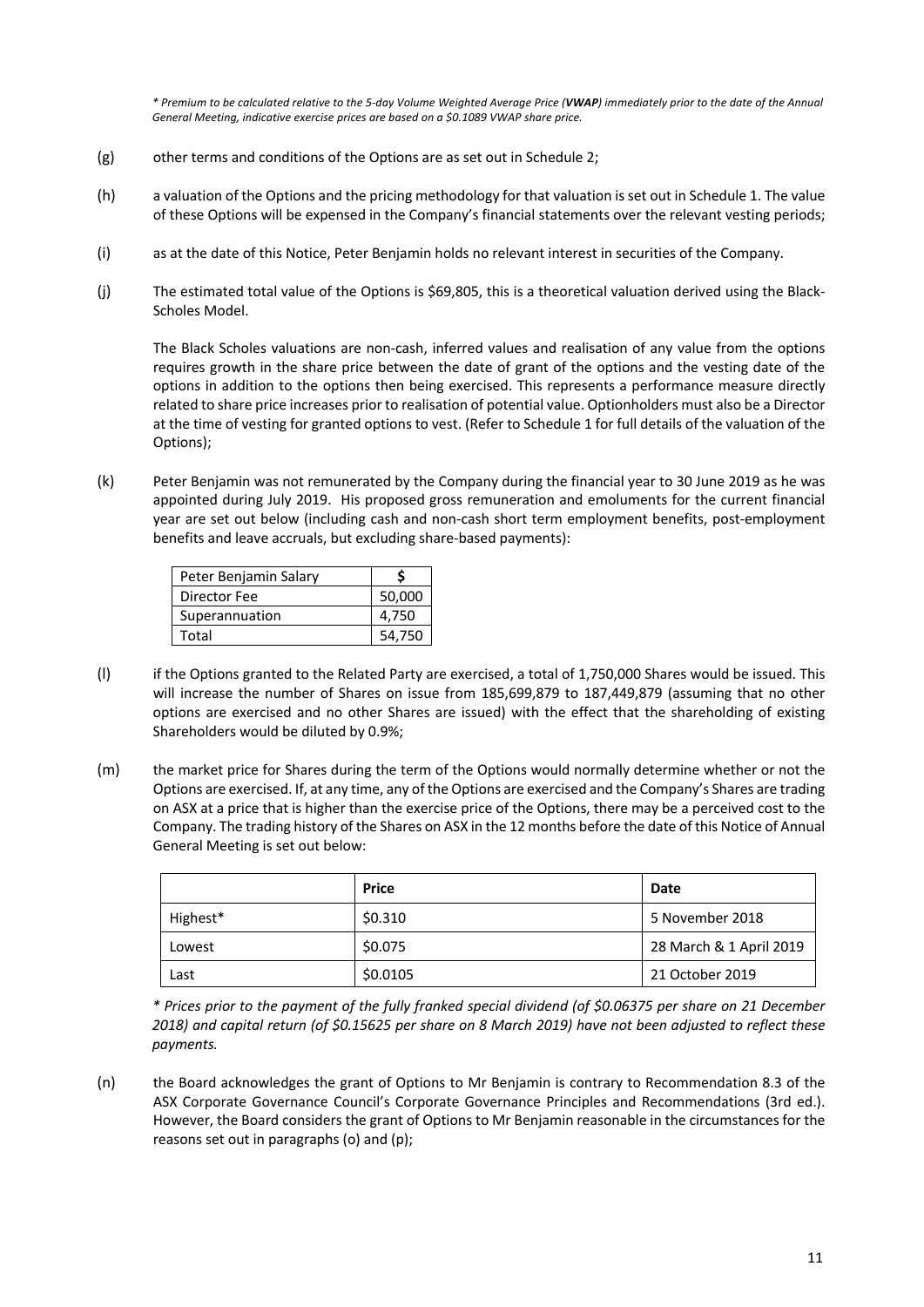*\* Premium to be calculated relative to the 5-day Volume Weighted Average Price (**VWAP**) immediately prior to the date of the Annual General Meeting, indicative exercise prices are based on a $0.1089 VWAP share price.*

(g) other terms and conditions of the Options are as set out in Schedule 2;

(h) a valuation of the Options and the pricing methodology for that valuation is set out in Schedule 1. The value of these Options will be expensed in the Company's financial statements over the relevant vesting periods;

(i) as at the date of this Notice, Peter Benjamin holds no relevant interest in securities of the Company.

(j) The estimated total value of the Options is $69,805, this is a theoretical valuation derived using the Black-Scholes Model.

The Black Scholes valuations are non-cash, inferred values and realisation of any value from the options requires growth in the share price between the date of grant of the options and the vesting date of the options in addition to the options then being exercised. This represents a performance measure directly related to share price increases prior to realisation of potential value. Optionholders must also be a Director at the time of vesting for granted options to vest. (Refer to Schedule 1 for full details of the valuation of the Options);

(k) Peter Benjamin was not remunerated by the Company during the financial year to 30 June 2019 as he was appointed during July 2019. His proposed gross remuneration and emoluments for the current financial year are set out below (including cash and non-cash short term employment benefits, post-employment benefits and leave accruals, but excluding share-based payments):

| Peter Benjamin Salary | $ |
|---|---|
| Director Fee | 50,000 |
| Superannuation | 4,750 |
| Total | 54,750 |

(l) if the Options granted to the Related Party are exercised, a total of 1,750,000 Shares would be issued. This will increase the number of Shares on issue from 185,699,879 to 187,449,879 (assuming that no other options are exercised and no other Shares are issued) with the effect that the shareholding of existing Shareholders would be diluted by 0.9%;

(m) the market price for Shares during the term of the Options would normally determine whether or not the Options are exercised. If, at any time, any of the Options are exercised and the Company's Shares are trading on ASX at a price that is higher than the exercise price of the Options, there may be a perceived cost to the Company. The trading history of the Shares on ASX in the 12 months before the date of this Notice of Annual General Meeting is set out below:

| | **Price** | **Date** |
|---|---|---|
| Highest* | $0.310 | 5 November 2018 |
| Lowest | $0.075 | 28 March & 1 April 2019 |
| Last | $0.0105 | 21 October 2019 |

*\* Prices prior to the payment of the fully franked special dividend (of $0.06375 per share on 21 December 2018) and capital return (of $0.15625 per share on 8 March 2019) have not been adjusted to reflect these payments.*

(n) the Board acknowledges the grant of Options to Mr Benjamin is contrary to Recommendation 8.3 of the ASX Corporate Governance Council's Corporate Governance Principles and Recommendations (3rd ed.). However, the Board considers the grant of Options to Mr Benjamin reasonable in the circumstances for the reasons set out in paragraphs (o) and (p);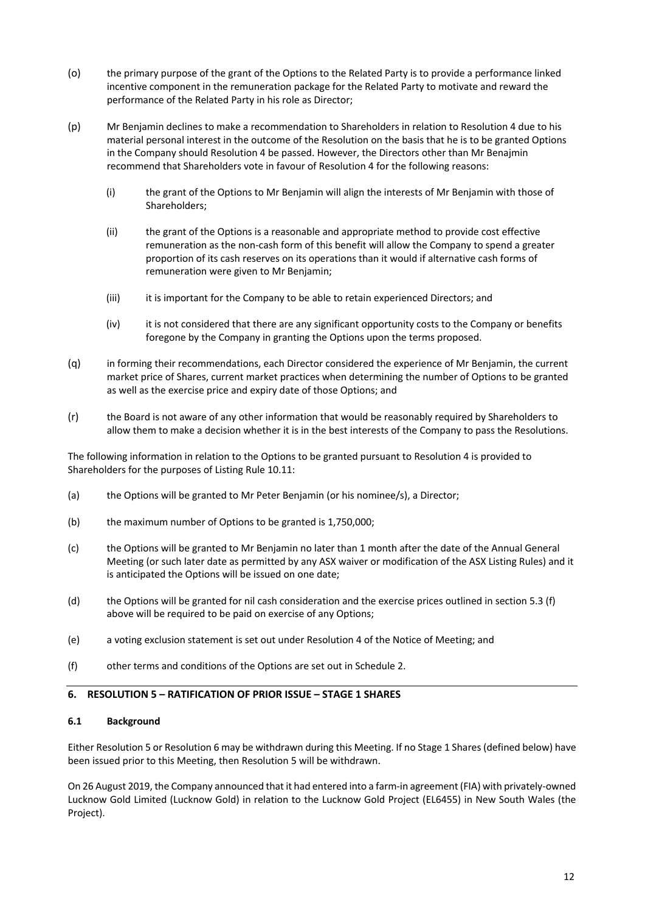(o) the primary purpose of the grant of the Options to the Related Party is to provide a performance linked incentive component in the remuneration package for the Related Party to motivate and reward the performance of the Related Party in his role as Director;

(p) Mr Benjamin declines to make a recommendation to Shareholders in relation to Resolution 4 due to his material personal interest in the outcome of the Resolution on the basis that he is to be granted Options in the Company should Resolution 4 be passed. However, the Directors other than Mr Benajmin recommend that Shareholders vote in favour of Resolution 4 for the following reasons:

  (i) the grant of the Options to Mr Benjamin will align the interests of Mr Benjamin with those of Shareholders;

  (ii) the grant of the Options is a reasonable and appropriate method to provide cost effective remuneration as the non-cash form of this benefit will allow the Company to spend a greater proportion of its cash reserves on its operations than it would if alternative cash forms of remuneration were given to Mr Benjamin;

  (iii) it is important for the Company to be able to retain experienced Directors; and

  (iv) it is not considered that there are any significant opportunity costs to the Company or benefits foregone by the Company in granting the Options upon the terms proposed.

(q) in forming their recommendations, each Director considered the experience of Mr Benjamin, the current market price of Shares, current market practices when determining the number of Options to be granted as well as the exercise price and expiry date of those Options; and

(r) the Board is not aware of any other information that would be reasonably required by Shareholders to allow them to make a decision whether it is in the best interests of the Company to pass the Resolutions.

The following information in relation to the Options to be granted pursuant to Resolution 4 is provided to Shareholders for the purposes of Listing Rule 10.11:

(a) the Options will be granted to Mr Peter Benjamin (or his nominee/s), a Director;

(b) the maximum number of Options to be granted is 1,750,000;

(c) the Options will be granted to Mr Benjamin no later than 1 month after the date of the Annual General Meeting (or such later date as permitted by any ASX waiver or modification of the ASX Listing Rules) and it is anticipated the Options will be issued on one date;

(d) the Options will be granted for nil cash consideration and the exercise prices outlined in section 5.3 (f) above will be required to be paid on exercise of any Options;

(e) a voting exclusion statement is set out under Resolution 4 of the Notice of Meeting; and

(f) other terms and conditions of the Options are set out in Schedule 2.

## 6. RESOLUTION 5 – RATIFICATION OF PRIOR ISSUE – STAGE 1 SHARES

### 6.1 Background

Either Resolution 5 or Resolution 6 may be withdrawn during this Meeting. If no Stage 1 Shares (defined below) have been issued prior to this Meeting, then Resolution 5 will be withdrawn.

On 26 August 2019, the Company announced that it had entered into a farm-in agreement (FIA) with privately-owned Lucknow Gold Limited (Lucknow Gold) in relation to the Lucknow Gold Project (EL6455) in New South Wales (the Project).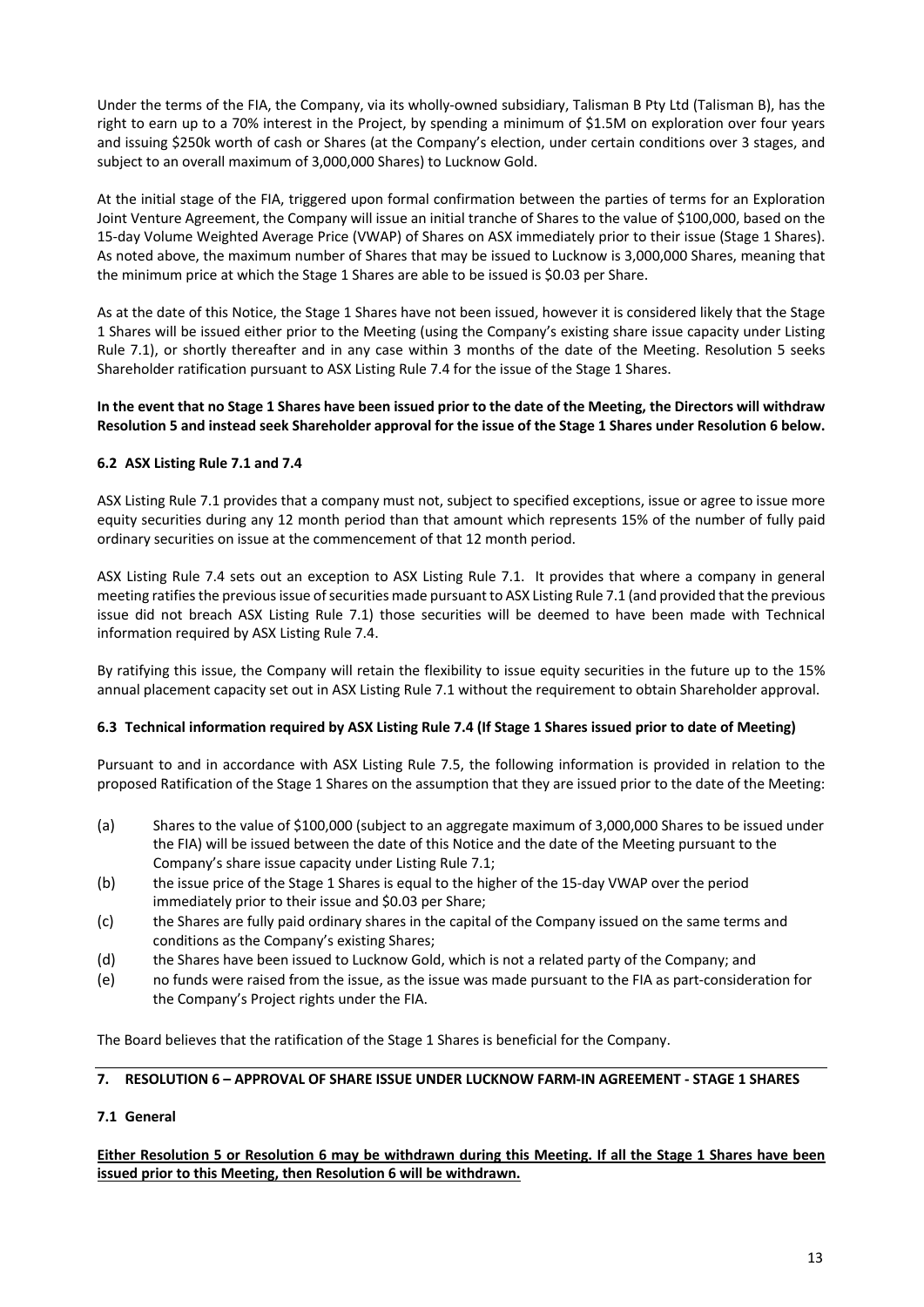Under the terms of the FIA, the Company, via its wholly-owned subsidiary, Talisman B Pty Ltd (Talisman B), has the right to earn up to a 70% interest in the Project, by spending a minimum of $1.5M on exploration over four years and issuing $250k worth of cash or Shares (at the Company's election, under certain conditions over 3 stages, and subject to an overall maximum of 3,000,000 Shares) to Lucknow Gold.

At the initial stage of the FIA, triggered upon formal confirmation between the parties of terms for an Exploration Joint Venture Agreement, the Company will issue an initial tranche of Shares to the value of $100,000, based on the 15-day Volume Weighted Average Price (VWAP) of Shares on ASX immediately prior to their issue (Stage 1 Shares). As noted above, the maximum number of Shares that may be issued to Lucknow is 3,000,000 Shares, meaning that the minimum price at which the Stage 1 Shares are able to be issued is $0.03 per Share.

As at the date of this Notice, the Stage 1 Shares have not been issued, however it is considered likely that the Stage 1 Shares will be issued either prior to the Meeting (using the Company's existing share issue capacity under Listing Rule 7.1), or shortly thereafter and in any case within 3 months of the date of the Meeting. Resolution 5 seeks Shareholder ratification pursuant to ASX Listing Rule 7.4 for the issue of the Stage 1 Shares.

**In the event that no Stage 1 Shares have been issued prior to the date of the Meeting, the Directors will withdraw Resolution 5 and instead seek Shareholder approval for the issue of the Stage 1 Shares under Resolution 6 below.**

### 6.2 ASX Listing Rule 7.1 and 7.4

ASX Listing Rule 7.1 provides that a company must not, subject to specified exceptions, issue or agree to issue more equity securities during any 12 month period than that amount which represents 15% of the number of fully paid ordinary securities on issue at the commencement of that 12 month period.

ASX Listing Rule 7.4 sets out an exception to ASX Listing Rule 7.1. It provides that where a company in general meeting ratifies the previous issue of securities made pursuant to ASX Listing Rule 7.1 (and provided that the previous issue did not breach ASX Listing Rule 7.1) those securities will be deemed to have been made with Technical information required by ASX Listing Rule 7.4.

By ratifying this issue, the Company will retain the flexibility to issue equity securities in the future up to the 15% annual placement capacity set out in ASX Listing Rule 7.1 without the requirement to obtain Shareholder approval.

### 6.3 Technical information required by ASX Listing Rule 7.4 (If Stage 1 Shares issued prior to date of Meeting)

Pursuant to and in accordance with ASX Listing Rule 7.5, the following information is provided in relation to the proposed Ratification of the Stage 1 Shares on the assumption that they are issued prior to the date of the Meeting:

(a) Shares to the value of $100,000 (subject to an aggregate maximum of 3,000,000 Shares to be issued under the FIA) will be issued between the date of this Notice and the date of the Meeting pursuant to the Company's share issue capacity under Listing Rule 7.1;

(b) the issue price of the Stage 1 Shares is equal to the higher of the 15-day VWAP over the period immediately prior to their issue and $0.03 per Share;

(c) the Shares are fully paid ordinary shares in the capital of the Company issued on the same terms and conditions as the Company's existing Shares;

(d) the Shares have been issued to Lucknow Gold, which is not a related party of the Company; and

(e) no funds were raised from the issue, as the issue was made pursuant to the FIA as part-consideration for the Company's Project rights under the FIA.

The Board believes that the ratification of the Stage 1 Shares is beneficial for the Company.

## 7. RESOLUTION 6 – APPROVAL OF SHARE ISSUE UNDER LUCKNOW FARM-IN AGREEMENT - STAGE 1 SHARES

### 7.1 General

**Either Resolution 5 or Resolution 6 may be withdrawn during this Meeting. If all the Stage 1 Shares have been issued prior to this Meeting, then Resolution 6 will be withdrawn.**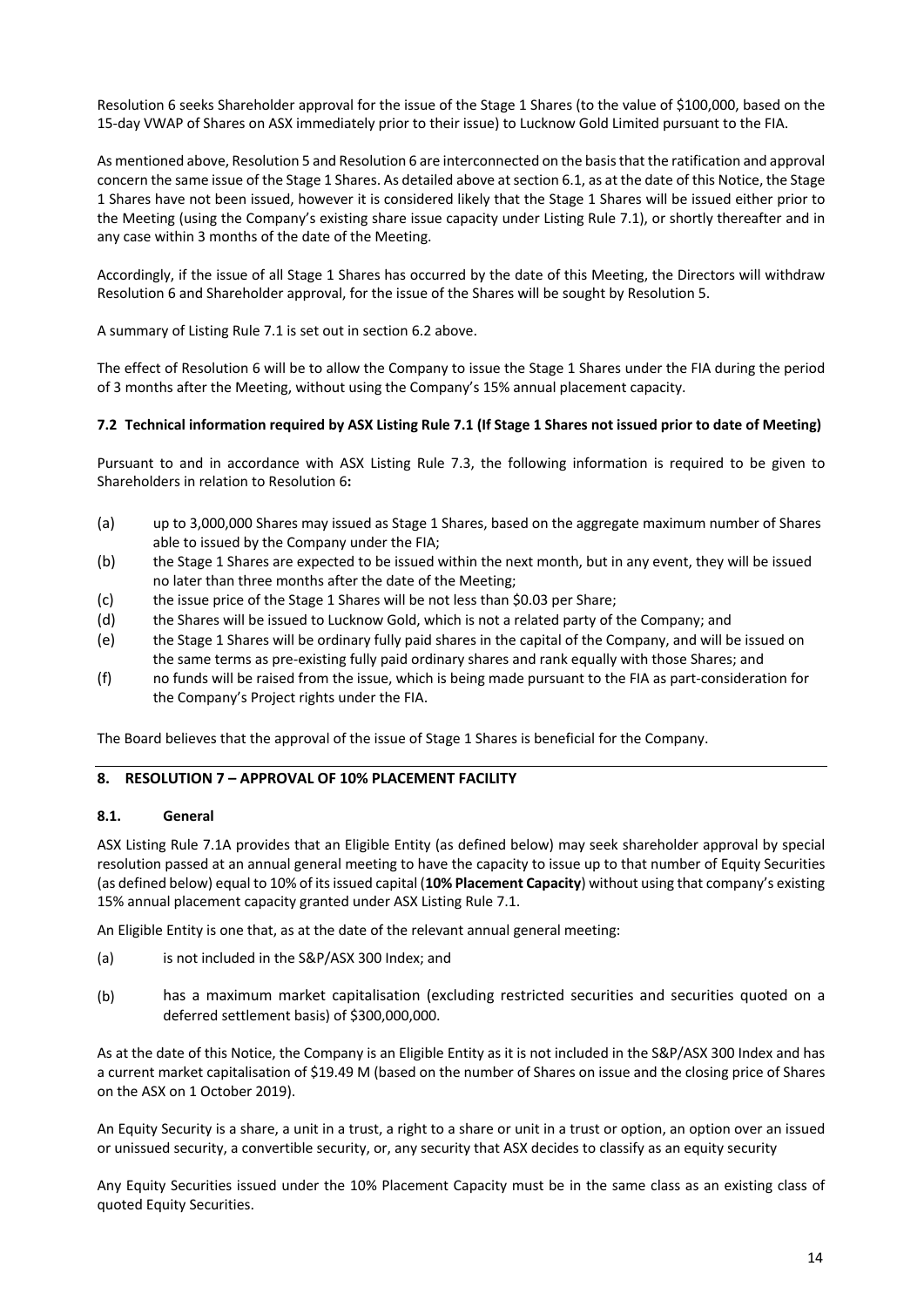Resolution 6 seeks Shareholder approval for the issue of the Stage 1 Shares (to the value of $100,000, based on the 15-day VWAP of Shares on ASX immediately prior to their issue) to Lucknow Gold Limited pursuant to the FIA.

As mentioned above, Resolution 5 and Resolution 6 are interconnected on the basis that the ratification and approval concern the same issue of the Stage 1 Shares. As detailed above at section 6.1, as at the date of this Notice, the Stage 1 Shares have not been issued, however it is considered likely that the Stage 1 Shares will be issued either prior to the Meeting (using the Company's existing share issue capacity under Listing Rule 7.1), or shortly thereafter and in any case within 3 months of the date of the Meeting.

Accordingly, if the issue of all Stage 1 Shares has occurred by the date of this Meeting, the Directors will withdraw Resolution 6 and Shareholder approval, for the issue of the Shares will be sought by Resolution 5.

A summary of Listing Rule 7.1 is set out in section 6.2 above.

The effect of Resolution 6 will be to allow the Company to issue the Stage 1 Shares under the FIA during the period of 3 months after the Meeting, without using the Company's 15% annual placement capacity.

### 7.2 Technical information required by ASX Listing Rule 7.1 (If Stage 1 Shares not issued prior to date of Meeting)

Pursuant to and in accordance with ASX Listing Rule 7.3, the following information is required to be given to Shareholders in relation to Resolution 6**:**

(a) up to 3,000,000 Shares may issued as Stage 1 Shares, based on the aggregate maximum number of Shares able to issued by the Company under the FIA;

(b) the Stage 1 Shares are expected to be issued within the next month, but in any event, they will be issued no later than three months after the date of the Meeting;

(c) the issue price of the Stage 1 Shares will be not less than $0.03 per Share;

(d) the Shares will be issued to Lucknow Gold, which is not a related party of the Company; and

(e) the Stage 1 Shares will be ordinary fully paid shares in the capital of the Company, and will be issued on the same terms as pre-existing fully paid ordinary shares and rank equally with those Shares; and

(f) no funds will be raised from the issue, which is being made pursuant to the FIA as part-consideration for the Company's Project rights under the FIA.

The Board believes that the approval of the issue of Stage 1 Shares is beneficial for the Company.

## 8. RESOLUTION 7 – APPROVAL OF 10% PLACEMENT FACILITY

### 8.1. General

ASX Listing Rule 7.1A provides that an Eligible Entity (as defined below) may seek shareholder approval by special resolution passed at an annual general meeting to have the capacity to issue up to that number of Equity Securities (as defined below) equal to 10% of its issued capital (**10% Placement Capacity**) without using that company's existing 15% annual placement capacity granted under ASX Listing Rule 7.1.

An Eligible Entity is one that, as at the date of the relevant annual general meeting:

(a) is not included in the S&P/ASX 300 Index; and

(b) has a maximum market capitalisation (excluding restricted securities and securities quoted on a deferred settlement basis) of $300,000,000.

As at the date of this Notice, the Company is an Eligible Entity as it is not included in the S&P/ASX 300 Index and has a current market capitalisation of $19.49 M (based on the number of Shares on issue and the closing price of Shares on the ASX on 1 October 2019).

An Equity Security is a share, a unit in a trust, a right to a share or unit in a trust or option, an option over an issued or unissued security, a convertible security, or, any security that ASX decides to classify as an equity security

Any Equity Securities issued under the 10% Placement Capacity must be in the same class as an existing class of quoted Equity Securities.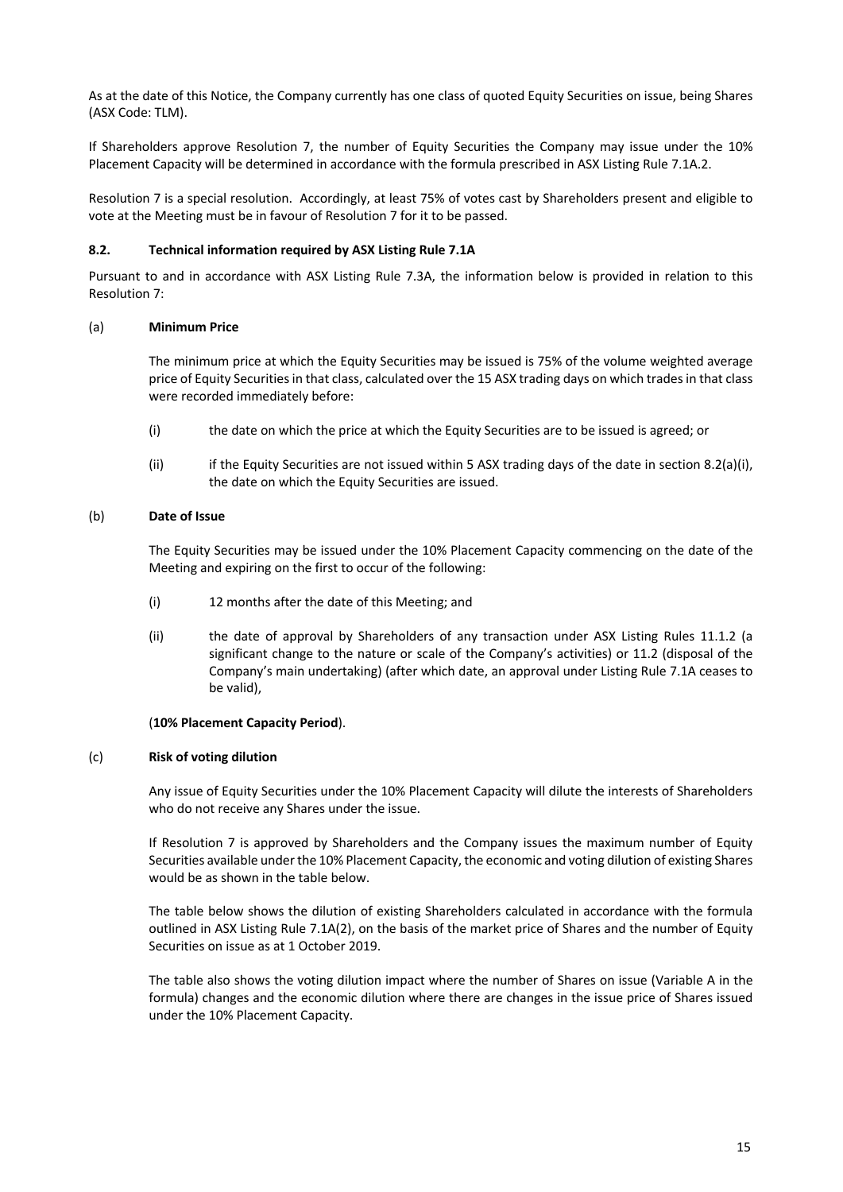As at the date of this Notice, the Company currently has one class of quoted Equity Securities on issue, being Shares (ASX Code: TLM).

If Shareholders approve Resolution 7, the number of Equity Securities the Company may issue under the 10% Placement Capacity will be determined in accordance with the formula prescribed in ASX Listing Rule 7.1A.2.

Resolution 7 is a special resolution. Accordingly, at least 75% of votes cast by Shareholders present and eligible to vote at the Meeting must be in favour of Resolution 7 for it to be passed.

#### 8.2. Technical information required by ASX Listing Rule 7.1A

Pursuant to and in accordance with ASX Listing Rule 7.3A, the information below is provided in relation to this Resolution 7:

(a) **Minimum Price**

The minimum price at which the Equity Securities may be issued is 75% of the volume weighted average price of Equity Securities in that class, calculated over the 15 ASX trading days on which trades in that class were recorded immediately before:

(i) the date on which the price at which the Equity Securities are to be issued is agreed; or

(ii) if the Equity Securities are not issued within 5 ASX trading days of the date in section 8.2(a)(i), the date on which the Equity Securities are issued.

(b) **Date of Issue**

The Equity Securities may be issued under the 10% Placement Capacity commencing on the date of the Meeting and expiring on the first to occur of the following:

(i) 12 months after the date of this Meeting; and

(ii) the date of approval by Shareholders of any transaction under ASX Listing Rules 11.1.2 (a significant change to the nature or scale of the Company's activities) or 11.2 (disposal of the Company's main undertaking) (after which date, an approval under Listing Rule 7.1A ceases to be valid),

(**10% Placement Capacity Period**).

(c) **Risk of voting dilution**

Any issue of Equity Securities under the 10% Placement Capacity will dilute the interests of Shareholders who do not receive any Shares under the issue.

If Resolution 7 is approved by Shareholders and the Company issues the maximum number of Equity Securities available under the 10% Placement Capacity, the economic and voting dilution of existing Shares would be as shown in the table below.

The table below shows the dilution of existing Shareholders calculated in accordance with the formula outlined in ASX Listing Rule 7.1A(2), on the basis of the market price of Shares and the number of Equity Securities on issue as at 1 October 2019.

The table also shows the voting dilution impact where the number of Shares on issue (Variable A in the formula) changes and the economic dilution where there are changes in the issue price of Shares issued under the 10% Placement Capacity.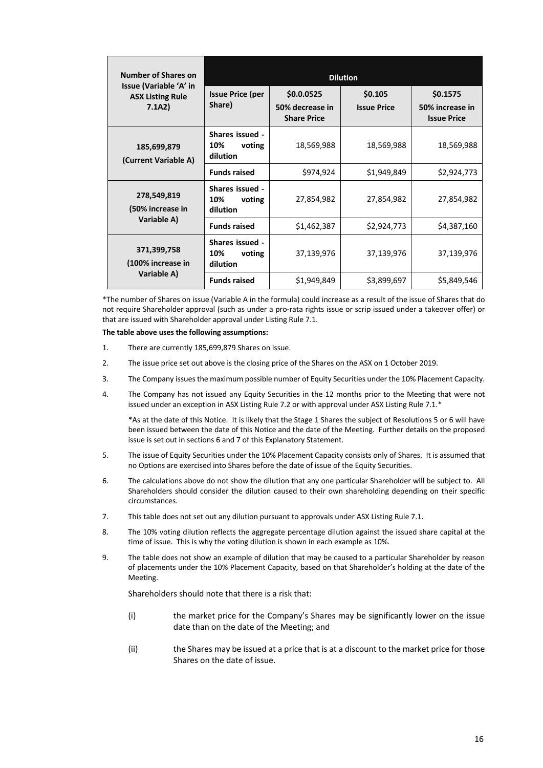| Number of Shares on Issue (Variable 'A' in ASX Listing Rule 7.1A2) | Dilution | | | |
|---|---|---|---|---|
| | **Issue Price (per Share)** | **$0.0.0525 50% decrease in Share Price** | **$0.105 Issue Price** | **$0.1575 50% increase in Issue Price** |
| **185,699,879 (Current Variable A)** | **Shares issued - 10% voting dilution** | 18,569,988 | 18,569,988 | 18,569,988 |
| | **Funds raised** | $974,924 | $1,949,849 | $2,924,773 |
| **278,549,819 (50% increase in Variable A)** | **Shares issued - 10% voting dilution** | 27,854,982 | 27,854,982 | 27,854,982 |
| | **Funds raised** | $1,462,387 | $2,924,773 | $4,387,160 |
| **371,399,758 (100% increase in Variable A)** | **Shares issued - 10% voting dilution** | 37,139,976 | 37,139,976 | 37,139,976 |
| | **Funds raised** | $1,949,849 | $3,899,697 | $5,849,546 |

*The number of Shares on issue (Variable A in the formula) could increase as a result of the issue of Shares that do not require Shareholder approval (such as under a pro-rata rights issue or scrip issued under a takeover offer) or that are issued with Shareholder approval under Listing Rule 7.1.

**The table above uses the following assumptions:**

1. There are currently 185,699,879 Shares on issue.
2. The issue price set out above is the closing price of the Shares on the ASX on 1 October 2019.
3. The Company issues the maximum possible number of Equity Securities under the 10% Placement Capacity.
4. The Company has not issued any Equity Securities in the 12 months prior to the Meeting that were not issued under an exception in ASX Listing Rule 7.2 or with approval under ASX Listing Rule 7.1.*

   *As at the date of this Notice. It is likely that the Stage 1 Shares the subject of Resolutions 5 or 6 will have been issued between the date of this Notice and the date of the Meeting. Further details on the proposed issue is set out in sections 6 and 7 of this Explanatory Statement.

5. The issue of Equity Securities under the 10% Placement Capacity consists only of Shares. It is assumed that no Options are exercised into Shares before the date of issue of the Equity Securities.
6. The calculations above do not show the dilution that any one particular Shareholder will be subject to. All Shareholders should consider the dilution caused to their own shareholding depending on their specific circumstances.
7. This table does not set out any dilution pursuant to approvals under ASX Listing Rule 7.1.
8. The 10% voting dilution reflects the aggregate percentage dilution against the issued share capital at the time of issue. This is why the voting dilution is shown in each example as 10%.
9. The table does not show an example of dilution that may be caused to a particular Shareholder by reason of placements under the 10% Placement Capacity, based on that Shareholder's holding at the date of the Meeting.

   Shareholders should note that there is a risk that:

   (i) the market price for the Company's Shares may be significantly lower on the issue date than on the date of the Meeting; and

   (ii) the Shares may be issued at a price that is at a discount to the market price for those Shares on the date of issue.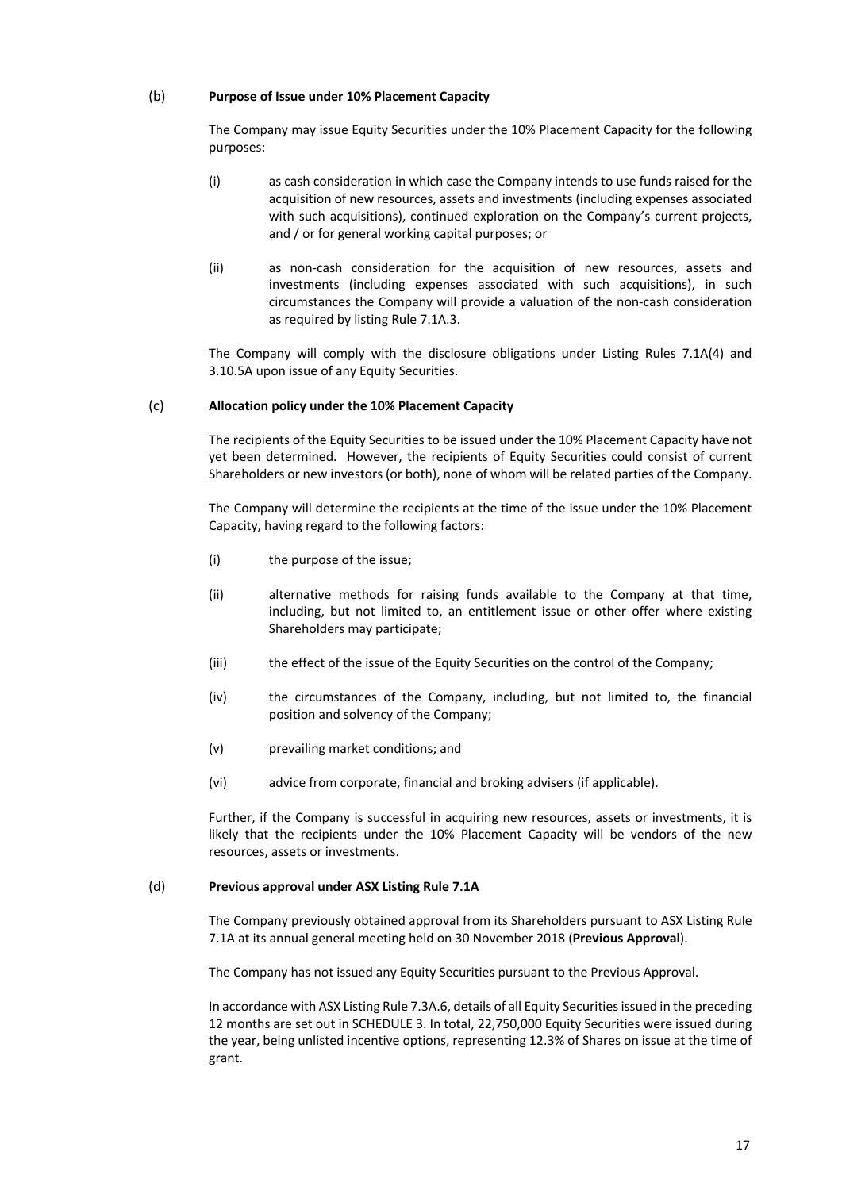(b) **Purpose of Issue under 10% Placement Capacity**

The Company may issue Equity Securities under the 10% Placement Capacity for the following purposes:

(i) as cash consideration in which case the Company intends to use funds raised for the acquisition of new resources, assets and investments (including expenses associated with such acquisitions), continued exploration on the Company's current projects, and / or for general working capital purposes; or

(ii) as non-cash consideration for the acquisition of new resources, assets and investments (including expenses associated with such acquisitions), in such circumstances the Company will provide a valuation of the non-cash consideration as required by listing Rule 7.1A.3.

The Company will comply with the disclosure obligations under Listing Rules 7.1A(4) and 3.10.5A upon issue of any Equity Securities.

(c) **Allocation policy under the 10% Placement Capacity**

The recipients of the Equity Securities to be issued under the 10% Placement Capacity have not yet been determined. However, the recipients of Equity Securities could consist of current Shareholders or new investors (or both), none of whom will be related parties of the Company.

The Company will determine the recipients at the time of the issue under the 10% Placement Capacity, having regard to the following factors:

(i) the purpose of the issue;

(ii) alternative methods for raising funds available to the Company at that time, including, but not limited to, an entitlement issue or other offer where existing Shareholders may participate;

(iii) the effect of the issue of the Equity Securities on the control of the Company;

(iv) the circumstances of the Company, including, but not limited to, the financial position and solvency of the Company;

(v) prevailing market conditions; and

(vi) advice from corporate, financial and broking advisers (if applicable).

Further, if the Company is successful in acquiring new resources, assets or investments, it is likely that the recipients under the 10% Placement Capacity will be vendors of the new resources, assets or investments.

(d) **Previous approval under ASX Listing Rule 7.1A**

The Company previously obtained approval from its Shareholders pursuant to ASX Listing Rule 7.1A at its annual general meeting held on 30 November 2018 (**Previous Approval**).

The Company has not issued any Equity Securities pursuant to the Previous Approval.

In accordance with ASX Listing Rule 7.3A.6, details of all Equity Securities issued in the preceding 12 months are set out in SCHEDULE 3. In total, 22,750,000 Equity Securities were issued during the year, being unlisted incentive options, representing 12.3% of Shares on issue at the time of grant.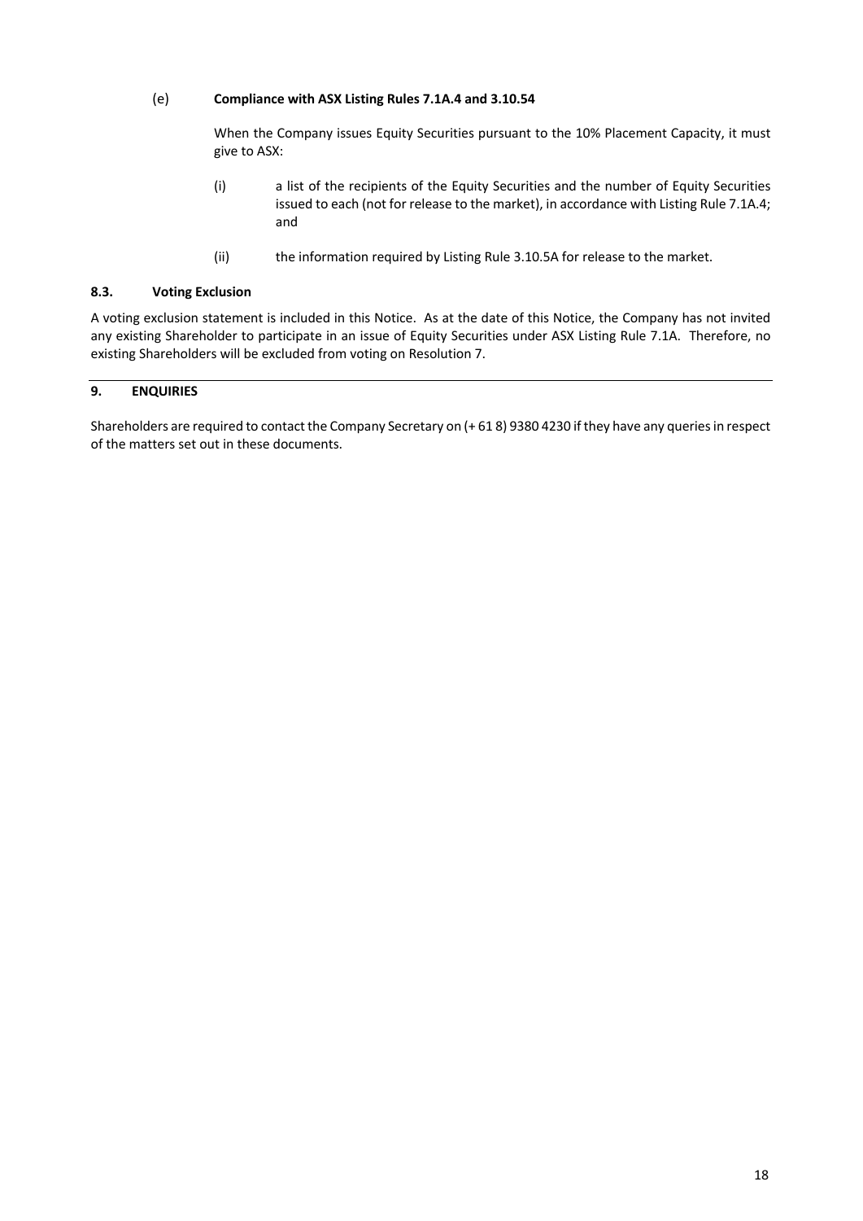(e) **Compliance with ASX Listing Rules 7.1A.4 and 3.10.54**

When the Company issues Equity Securities pursuant to the 10% Placement Capacity, it must give to ASX:

(i) a list of the recipients of the Equity Securities and the number of Equity Securities issued to each (not for release to the market), in accordance with Listing Rule 7.1A.4; and

(ii) the information required by Listing Rule 3.10.5A for release to the market.

### 8.3. Voting Exclusion

A voting exclusion statement is included in this Notice. As at the date of this Notice, the Company has not invited any existing Shareholder to participate in an issue of Equity Securities under ASX Listing Rule 7.1A. Therefore, no existing Shareholders will be excluded from voting on Resolution 7.

## 9. ENQUIRIES

Shareholders are required to contact the Company Secretary on (+ 61 8) 9380 4230 if they have any queries in respect of the matters set out in these documents.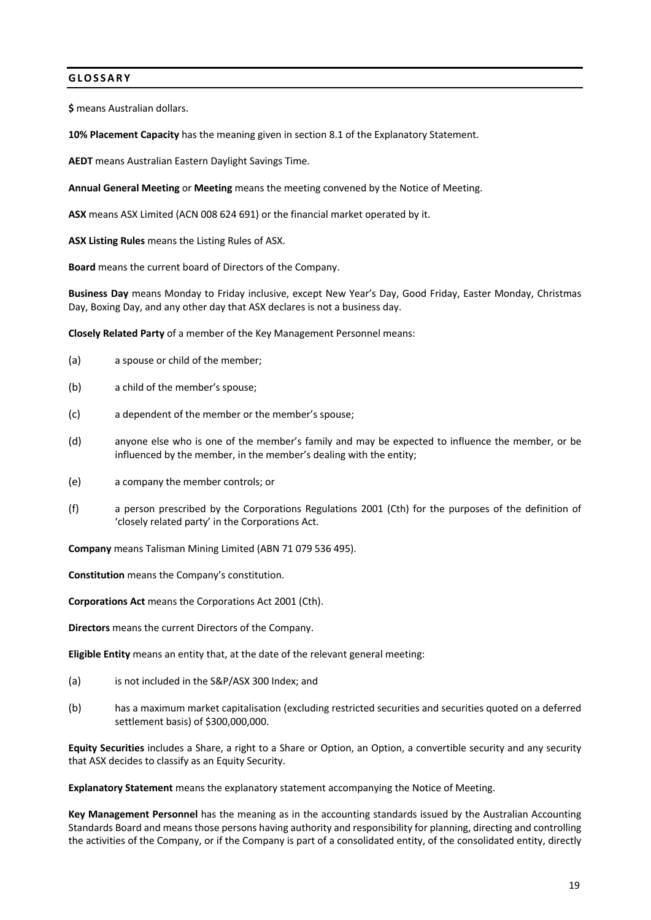## GLOSSARY

**$** means Australian dollars.

**10% Placement Capacity** has the meaning given in section 8.1 of the Explanatory Statement.

**AEDT** means Australian Eastern Daylight Savings Time.

**Annual General Meeting** or **Meeting** means the meeting convened by the Notice of Meeting.

**ASX** means ASX Limited (ACN 008 624 691) or the financial market operated by it.

**ASX Listing Rules** means the Listing Rules of ASX.

**Board** means the current board of Directors of the Company.

**Business Day** means Monday to Friday inclusive, except New Year's Day, Good Friday, Easter Monday, Christmas Day, Boxing Day, and any other day that ASX declares is not a business day.

**Closely Related Party** of a member of the Key Management Personnel means:

(a) a spouse or child of the member;

(b) a child of the member's spouse;

(c) a dependent of the member or the member's spouse;

(d) anyone else who is one of the member's family and may be expected to influence the member, or be influenced by the member, in the member's dealing with the entity;

(e) a company the member controls; or

(f) a person prescribed by the Corporations Regulations 2001 (Cth) for the purposes of the definition of 'closely related party' in the Corporations Act.

**Company** means Talisman Mining Limited (ABN 71 079 536 495).

**Constitution** means the Company's constitution.

**Corporations Act** means the Corporations Act 2001 (Cth).

**Directors** means the current Directors of the Company.

**Eligible Entity** means an entity that, at the date of the relevant general meeting:

(a) is not included in the S&P/ASX 300 Index; and

(b) has a maximum market capitalisation (excluding restricted securities and securities quoted on a deferred settlement basis) of $300,000,000.

**Equity Securities** includes a Share, a right to a Share or Option, an Option, a convertible security and any security that ASX decides to classify as an Equity Security.

**Explanatory Statement** means the explanatory statement accompanying the Notice of Meeting.

**Key Management Personnel** has the meaning as in the accounting standards issued by the Australian Accounting Standards Board and means those persons having authority and responsibility for planning, directing and controlling the activities of the Company, or if the Company is part of a consolidated entity, of the consolidated entity, directly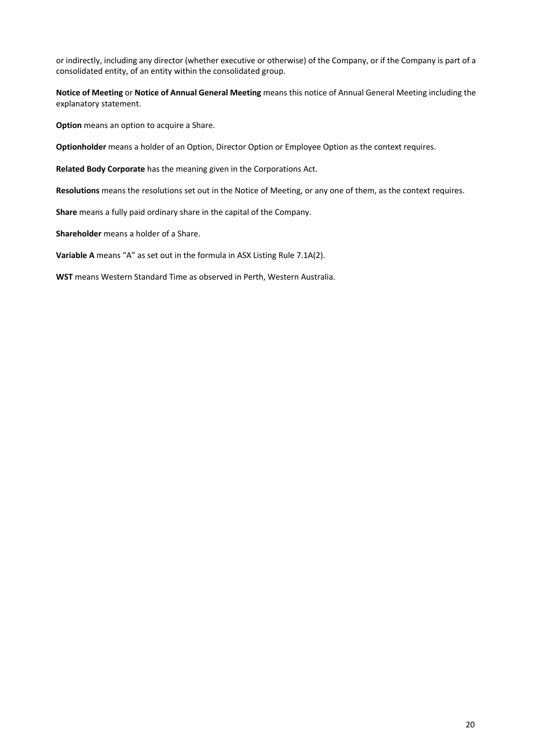or indirectly, including any director (whether executive or otherwise) of the Company, or if the Company is part of a consolidated entity, of an entity within the consolidated group.

**Notice of Meeting** or **Notice of Annual General Meeting** means this notice of Annual General Meeting including the explanatory statement.

**Option** means an option to acquire a Share.

**Optionholder** means a holder of an Option, Director Option or Employee Option as the context requires.

**Related Body Corporate** has the meaning given in the Corporations Act.

**Resolutions** means the resolutions set out in the Notice of Meeting, or any one of them, as the context requires.

**Share** means a fully paid ordinary share in the capital of the Company.

**Shareholder** means a holder of a Share.

**Variable A** means "A" as set out in the formula in ASX Listing Rule 7.1A(2).

**WST** means Western Standard Time as observed in Perth, Western Australia.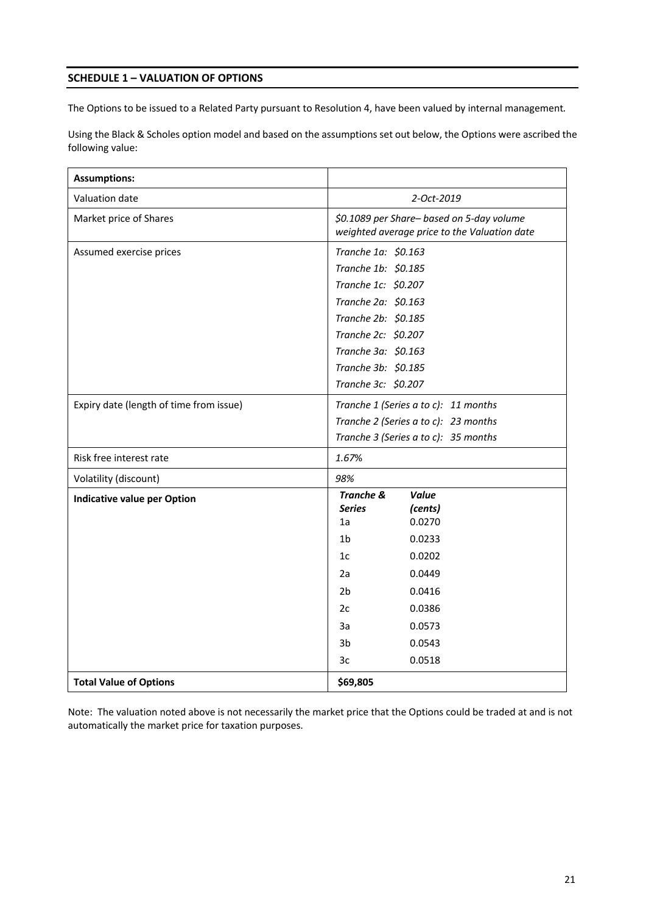## SCHEDULE 1 – VALUATION OF OPTIONS

The Options to be issued to a Related Party pursuant to Resolution 4, have been valued by internal management.

Using the Black & Scholes option model and based on the assumptions set out below, the Options were ascribed the following value:

| **Assumptions:** | |
|---|---|
| Valuation date | *2-Oct-2019* |
| Market price of Shares | *$0.1089 per Share– based on 5-day volume weighted average price to the Valuation date* |
| Assumed exercise prices | *Tranche 1a: $0.163*<br>*Tranche 1b: $0.185*<br>*Tranche 1c: $0.207*<br>*Tranche 2a: $0.163*<br>*Tranche 2b: $0.185*<br>*Tranche 2c: $0.207*<br>*Tranche 3a: $0.163*<br>*Tranche 3b: $0.185*<br>*Tranche 3c: $0.207* |
| Expiry date (length of time from issue) | *Tranche 1 (Series a to c): 11 months*<br>*Tranche 2 (Series a to c): 23 months*<br>*Tranche 3 (Series a to c): 35 months* |
| Risk free interest rate | *1.67%* |
| Volatility (discount) | *98%* |
| **Indicative value per Option** | ***Tranche & Series*** — ***Value (cents)***<br>1a — 0.0270<br>1b — 0.0233<br>1c — 0.0202<br>2a — 0.0449<br>2b — 0.0416<br>2c — 0.0386<br>3a — 0.0573<br>3b — 0.0543<br>3c — 0.0518 |
| **Total Value of Options** | **$69,805** |

Note: The valuation noted above is not necessarily the market price that the Options could be traded at and is not automatically the market price for taxation purposes.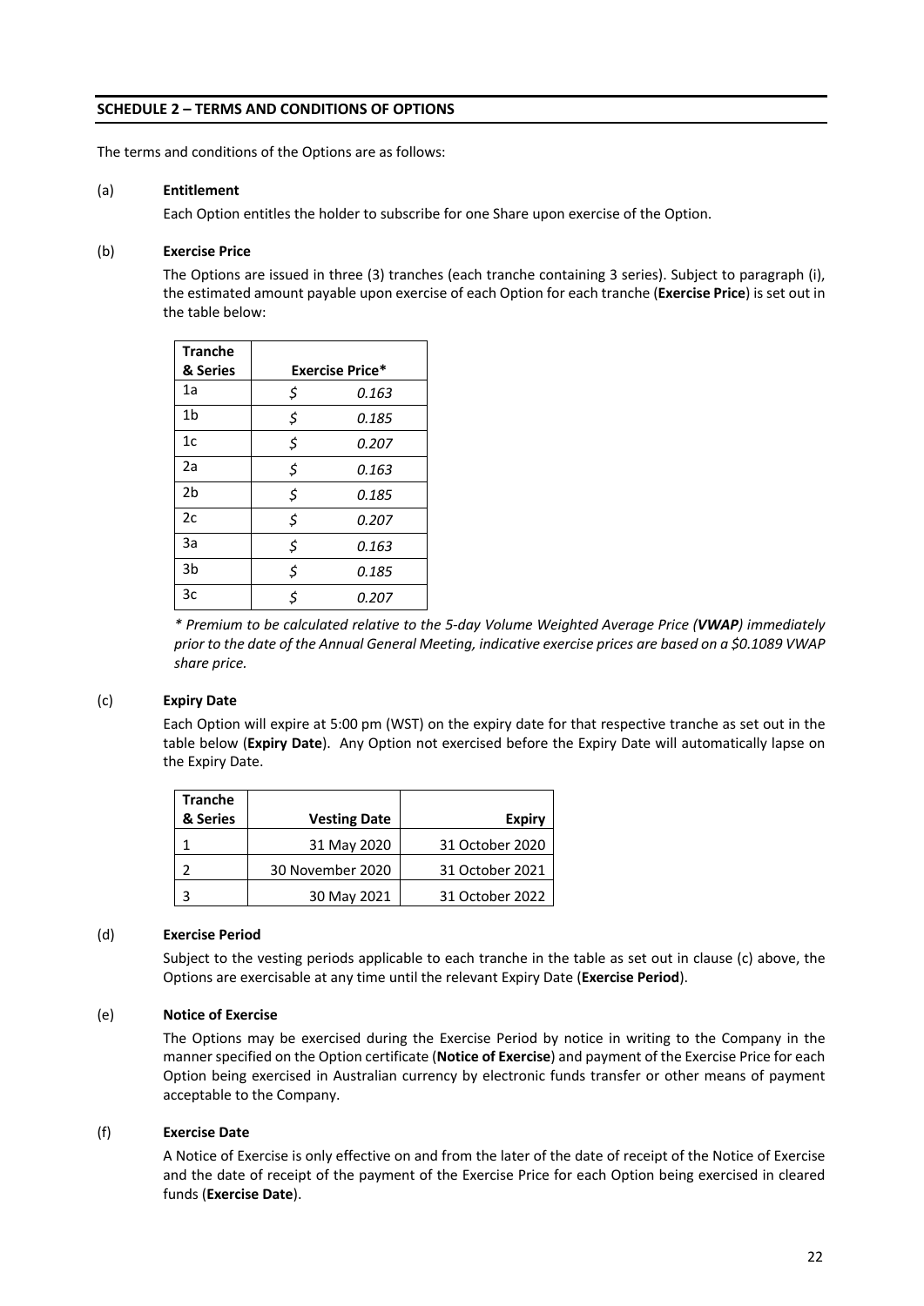## SCHEDULE 2 – TERMS AND CONDITIONS OF OPTIONS

The terms and conditions of the Options are as follows:

(a) **Entitlement**

Each Option entitles the holder to subscribe for one Share upon exercise of the Option.

(b) **Exercise Price**

The Options are issued in three (3) tranches (each tranche containing 3 series). Subject to paragraph (i), the estimated amount payable upon exercise of each Option for each tranche (**Exercise Price**) is set out in the table below:

| Tranche & Series | Exercise Price* |
|---|---|
| 1a | $ *0.163* |
| 1b | $ *0.185* |
| 1c | $ *0.207* |
| 2a | $ *0.163* |
| 2b | $ *0.185* |
| 2c | $ *0.207* |
| 3a | $ *0.163* |
| 3b | $ *0.185* |
| 3c | $ *0.207* |

*\* Premium to be calculated relative to the 5-day Volume Weighted Average Price (**VWAP**) immediately prior to the date of the Annual General Meeting, indicative exercise prices are based on a $0.1089 VWAP share price.*

(c) **Expiry Date**

Each Option will expire at 5:00 pm (WST) on the expiry date for that respective tranche as set out in the table below (**Expiry Date**). Any Option not exercised before the Expiry Date will automatically lapse on the Expiry Date.

| Tranche & Series | Vesting Date | Expiry |
|---|---|---|
| 1 | 31 May 2020 | 31 October 2020 |
| 2 | 30 November 2020 | 31 October 2021 |
| 3 | 30 May 2021 | 31 October 2022 |

(d) **Exercise Period**

Subject to the vesting periods applicable to each tranche in the table as set out in clause (c) above, the Options are exercisable at any time until the relevant Expiry Date (**Exercise Period**).

(e) **Notice of Exercise**

The Options may be exercised during the Exercise Period by notice in writing to the Company in the manner specified on the Option certificate (**Notice of Exercise**) and payment of the Exercise Price for each Option being exercised in Australian currency by electronic funds transfer or other means of payment acceptable to the Company.

(f) **Exercise Date**

A Notice of Exercise is only effective on and from the later of the date of receipt of the Notice of Exercise and the date of receipt of the payment of the Exercise Price for each Option being exercised in cleared funds (**Exercise Date**).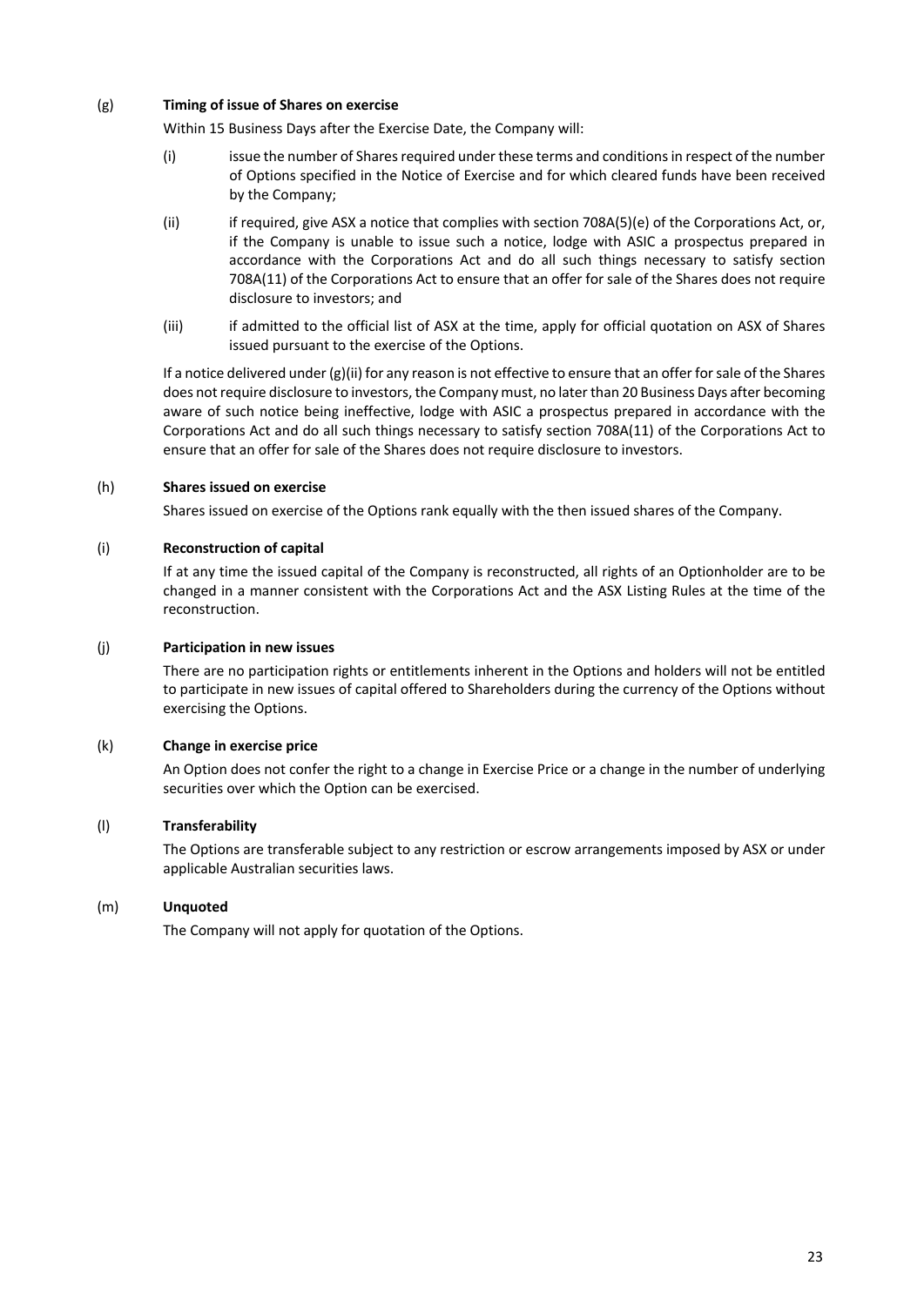(g) **Timing of issue of Shares on exercise**

Within 15 Business Days after the Exercise Date, the Company will:

(i) issue the number of Shares required under these terms and conditions in respect of the number of Options specified in the Notice of Exercise and for which cleared funds have been received by the Company;

(ii) if required, give ASX a notice that complies with section 708A(5)(e) of the Corporations Act, or, if the Company is unable to issue such a notice, lodge with ASIC a prospectus prepared in accordance with the Corporations Act and do all such things necessary to satisfy section 708A(11) of the Corporations Act to ensure that an offer for sale of the Shares does not require disclosure to investors; and

(iii) if admitted to the official list of ASX at the time, apply for official quotation on ASX of Shares issued pursuant to the exercise of the Options.

If a notice delivered under (g)(ii) for any reason is not effective to ensure that an offer for sale of the Shares does not require disclosure to investors, the Company must, no later than 20 Business Days after becoming aware of such notice being ineffective, lodge with ASIC a prospectus prepared in accordance with the Corporations Act and do all such things necessary to satisfy section 708A(11) of the Corporations Act to ensure that an offer for sale of the Shares does not require disclosure to investors.

(h) **Shares issued on exercise**

Shares issued on exercise of the Options rank equally with the then issued shares of the Company.

(i) **Reconstruction of capital**

If at any time the issued capital of the Company is reconstructed, all rights of an Optionholder are to be changed in a manner consistent with the Corporations Act and the ASX Listing Rules at the time of the reconstruction.

(j) **Participation in new issues**

There are no participation rights or entitlements inherent in the Options and holders will not be entitled to participate in new issues of capital offered to Shareholders during the currency of the Options without exercising the Options.

(k) **Change in exercise price**

An Option does not confer the right to a change in Exercise Price or a change in the number of underlying securities over which the Option can be exercised.

(l) **Transferability**

The Options are transferable subject to any restriction or escrow arrangements imposed by ASX or under applicable Australian securities laws.

(m) **Unquoted**

The Company will not apply for quotation of the Options.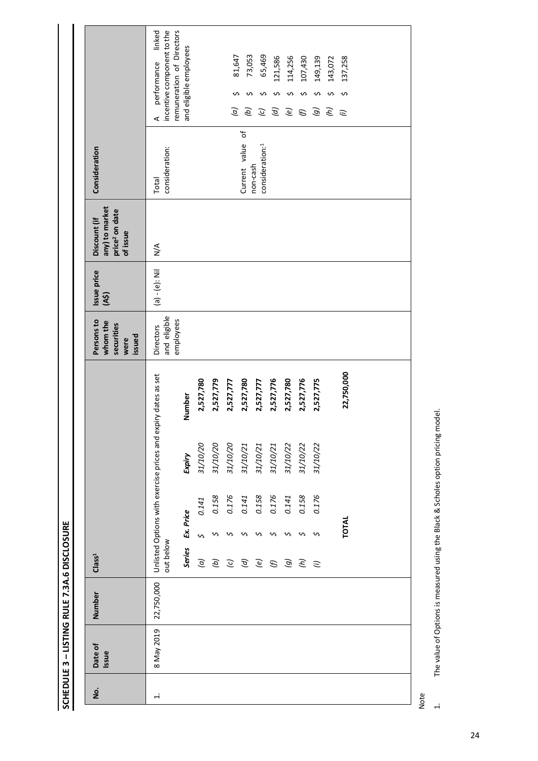## SCHEDULE 3 – LISTING RULE 7.3A.6 DISCLOSURE

| No. | Date of Issue | Number | Class[1] | Persons to whom the securities were issued | Issue price (A$) | Discount (if any) to market price[2] on date of issue | Consideration | |
|---|---|---|---|---|---|---|---|---|
| 1. | 8 May 2019 | 22,750,000 | Unlisted Options with exercise prices and expiry dates as set out below | Directors and eligible employees | (a) - (e): Nil | N/A | Total consideration: | A performance linked incentive component to the remuneration of Directors and eligible employees |

| Series | Ex. Price | Expiry | Number |
|---|---|---|---|
| *(a)* | $ 0.141 | 31/10/20 | 2,527,780 |
| *(b)* | $ 0.158 | 31/10/20 | 2,527,779 |
| *(c)* | $ 0.176 | 31/10/20 | 2,527,777 |
| *(d)* | $ 0.141 | 31/10/21 | 2,527,780 |
| *(e)* | $ 0.158 | 31/10/21 | 2,527,777 |
| *(f)* | $ 0.176 | 31/10/21 | 2,527,776 |
| *(g)* | $ 0.141 | 31/10/22 | 2,527,780 |
| *(h)* | $ 0.158 | 31/10/22 | 2,527,776 |
| *(i)* | $ 0.176 | 31/10/22 | 2,527,775 |
| | **TOTAL** | | **22,750,000** |

Current value of non-cash consideration:[1]

| Series | Value |
|---|---|
| *(a)* | $ 81,647 |
| *(b)* | $ 73,053 |
| *(c)* | $ 65,469 |
| *(d)* | $ 121,586 |
| *(e)* | $ 114,256 |
| *(f)* | $ 107,430 |
| *(g)* | $ 149,139 |
| *(h)* | $ 143,072 |
| *(i)* | $ 137,258 |

Note

1. The value of Options is measured using the Black & Scholes option pricing model.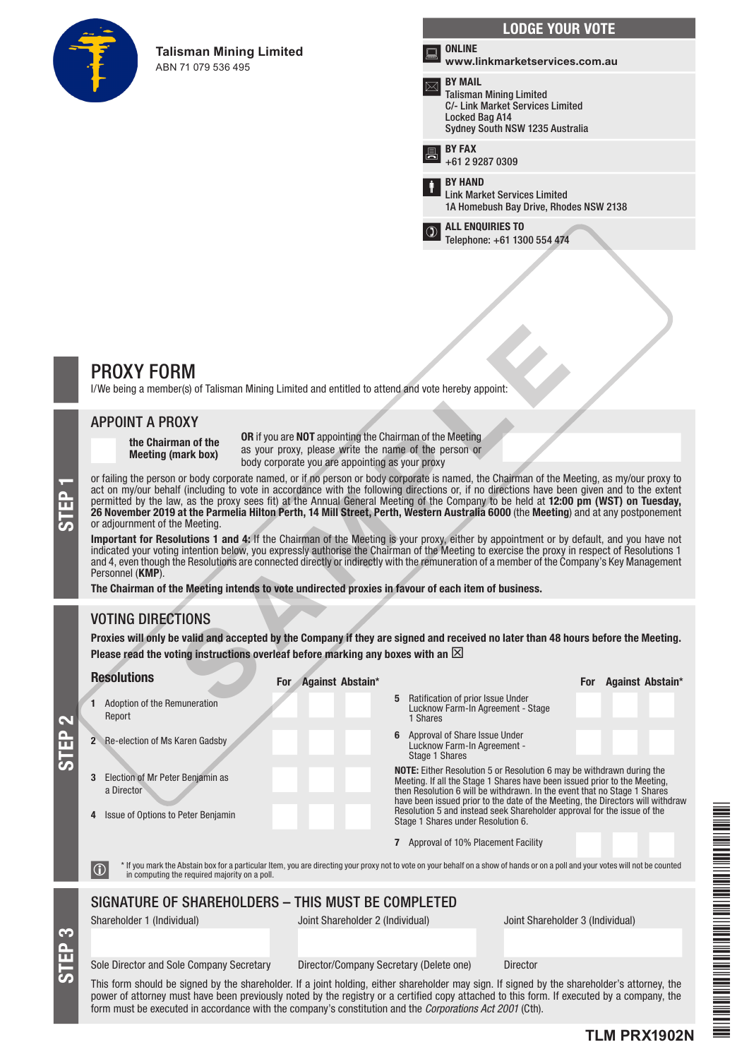**Talisman Mining Limited**
ABN 71 079 536 495

## LODGE YOUR VOTE

**ONLINE**
**www.linkmarketservices.com.au**

**BY MAIL**
Talisman Mining Limited
C/- Link Market Services Limited
Locked Bag A14
Sydney South NSW 1235 Australia

**BY FAX**
+61 2 9287 0309

**BY HAND**
Link Market Services Limited
1A Homebush Bay Drive, Rhodes NSW 2138

**ALL ENQUIRIES TO**
Telephone: +61 1300 554 474

# PROXY FORM

I/We being a member(s) of Talisman Mining Limited and entitled to attend and vote hereby appoint:

## STEP 1

## APPOINT A PROXY

☐ **the Chairman of the Meeting (mark box)**

**OR** if you are **NOT** appointing the Chairman of the Meeting as your proxy, please write the name of the person or body corporate you are appointing as your proxy

or failing the person or body corporate named, or if no person or body corporate is named, the Chairman of the Meeting, as my/our proxy to act on my/our behalf (including to vote in accordance with the following directions or, if no directions have been given and to the extent permitted by the law, as the proxy sees fit) at the Annual General Meeting of the Company to be held at **12:00 pm (WST) on Tuesday, 26 November 2019 at the Parmelia Hilton Perth, 14 Mill Street, Perth, Western Australia 6000** (the **Meeting**) and at any postponement or adjournment of the Meeting.

**Important for Resolutions 1 and 4:** If the Chairman of the Meeting is your proxy, either by appointment or by default, and you have not indicated your voting intention below, you expressly authorise the Chairman of the Meeting to exercise the proxy in respect of Resolutions 1 and 4, even though the Resolutions are connected directly or indirectly with the remuneration of a member of the Company's Key Management Personnel (**KMP**).

**The Chairman of the Meeting intends to vote undirected proxies in favour of each item of business.**

## STEP 2

## VOTING DIRECTIONS

**Proxies will only be valid and accepted by the Company if they are signed and received no later than 48 hours before the Meeting.**
**Please read the voting instructions overleaf before marking any boxes with an ☒**

| Resolutions | For | Against | Abstain* |
|---|---|---|---|
| 1 Adoption of the Remuneration Report | | | |
| 2 Re-election of Ms Karen Gadsby | | | |
| 3 Election of Mr Peter Benjamin as a Director | | | |
| 4 Issue of Options to Peter Benjamin | | | |
| 5 Ratification of prior Issue Under Lucknow Farm-In Agreement - Stage 1 Shares | | | |
| 6 Approval of Share Issue Under Lucknow Farm-In Agreement - Stage 1 Shares | | | |
| 7 Approval of 10% Placement Facility | | | |

**NOTE:** Either Resolution 5 or Resolution 6 may be withdrawn during the Meeting. If all the Stage 1 Shares have been issued prior to the Meeting, then Resolution 6 will be withdrawn. In the event that no Stage 1 Shares have been issued prior to the date of the Meeting, the Directors will withdraw Resolution 5 and instead seek Shareholder approval for the issue of the Stage 1 Shares under Resolution 6.

ⓘ * If you mark the Abstain box for a particular Item, you are directing your proxy not to vote on your behalf on a show of hands or on a poll and your votes will not be counted in computing the required majority on a poll.

## STEP 3

## SIGNATURE OF SHAREHOLDERS – THIS MUST BE COMPLETED

| Shareholder 1 (Individual) | Joint Shareholder 2 (Individual) | Joint Shareholder 3 (Individual) |
|---|---|---|
| | | |
| Sole Director and Sole Company Secretary | Director/Company Secretary (Delete one) | Director |

This form should be signed by the shareholder. If a joint holding, either shareholder may sign. If signed by the shareholder's attorney, the power of attorney must have been previously noted by the registry or a certified copy attached to this form. If executed by a company, the form must be executed in accordance with the company's constitution and the *Corporations Act 2001* (Cth).

**TLM PRX1902N**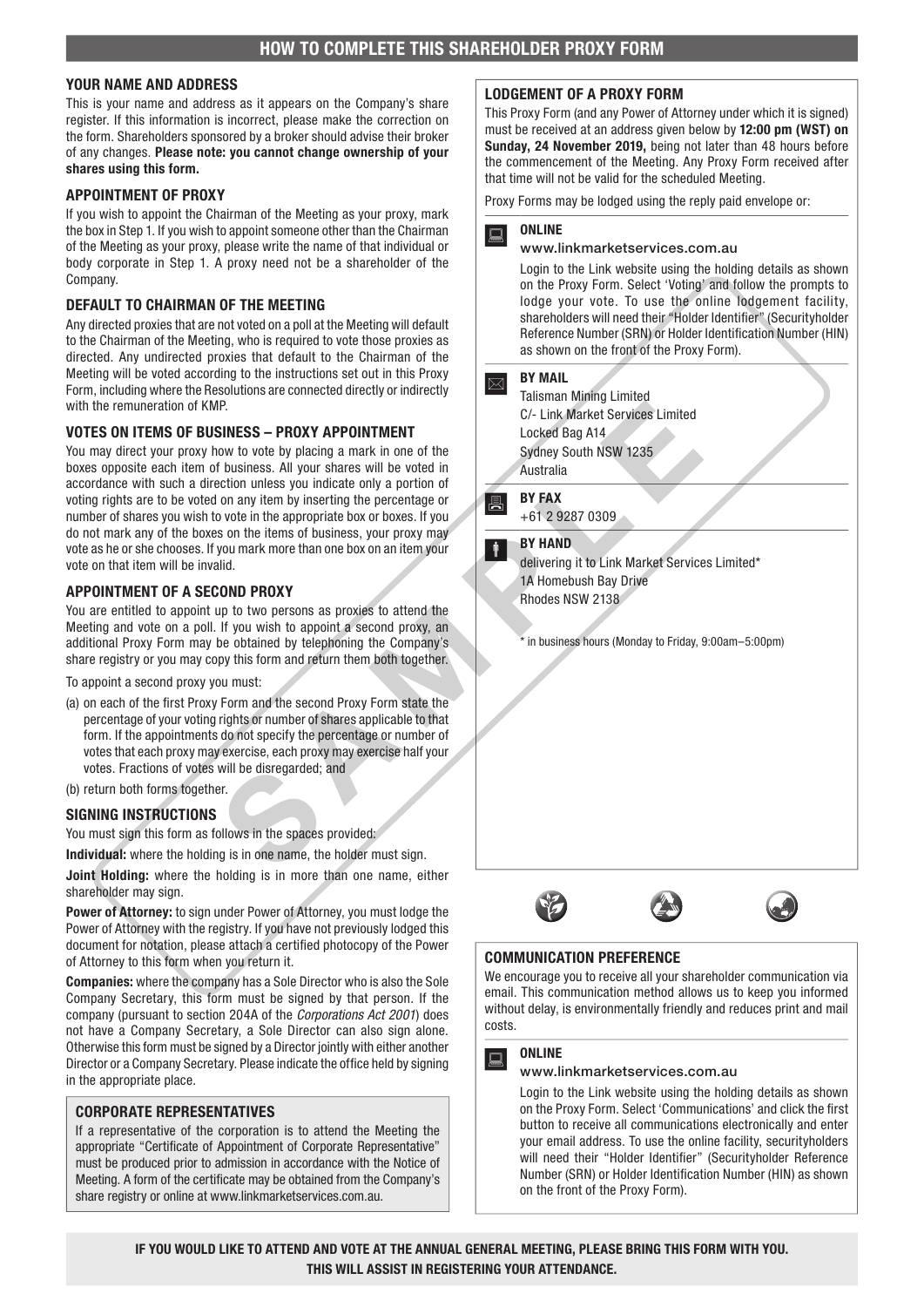# HOW TO COMPLETE THIS SHAREHOLDER PROXY FORM

### YOUR NAME AND ADDRESS

This is your name and address as it appears on the Company's share register. If this information is incorrect, please make the correction on the form. Shareholders sponsored by a broker should advise their broker of any changes. **Please note: you cannot change ownership of your shares using this form.**

### APPOINTMENT OF PROXY

If you wish to appoint the Chairman of the Meeting as your proxy, mark the box in Step 1. If you wish to appoint someone other than the Chairman of the Meeting as your proxy, please write the name of that individual or body corporate in Step 1. A proxy need not be a shareholder of the Company.

### DEFAULT TO CHAIRMAN OF THE MEETING

Any directed proxies that are not voted on a poll at the Meeting will default to the Chairman of the Meeting, who is required to vote those proxies as directed. Any undirected proxies that default to the Chairman of the Meeting will be voted according to the instructions set out in this Proxy Form, including where the Resolutions are connected directly or indirectly with the remuneration of KMP.

### VOTES ON ITEMS OF BUSINESS – PROXY APPOINTMENT

You may direct your proxy how to vote by placing a mark in one of the boxes opposite each item of business. All your shares will be voted in accordance with such a direction unless you indicate only a portion of voting rights are to be voted on any item by inserting the percentage or number of shares you wish to vote in the appropriate box or boxes. If you do not mark any of the boxes on the items of business, your proxy may vote as he or she chooses. If you mark more than one box on an item your vote on that item will be invalid.

### APPOINTMENT OF A SECOND PROXY

You are entitled to appoint up to two persons as proxies to attend the Meeting and vote on a poll. If you wish to appoint a second proxy, an additional Proxy Form may be obtained by telephoning the Company's share registry or you may copy this form and return them both together.

To appoint a second proxy you must:

(a) on each of the first Proxy Form and the second Proxy Form state the percentage of your voting rights or number of shares applicable to that form. If the appointments do not specify the percentage or number of votes that each proxy may exercise, each proxy may exercise half your votes. Fractions of votes will be disregarded; and

(b) return both forms together.

### SIGNING INSTRUCTIONS

You must sign this form as follows in the spaces provided:

**Individual:** where the holding is in one name, the holder must sign.

**Joint Holding:** where the holding is in more than one name, either shareholder may sign.

**Power of Attorney:** to sign under Power of Attorney, you must lodge the Power of Attorney with the registry. If you have not previously lodged this document for notation, please attach a certified photocopy of the Power of Attorney to this form when you return it.

**Companies:** where the company has a Sole Director who is also the Sole Company Secretary, this form must be signed by that person. If the company (pursuant to section 204A of the *Corporations Act 2001*) does not have a Company Secretary, a Sole Director can also sign alone. Otherwise this form must be signed by a Director jointly with either another Director or a Company Secretary. Please indicate the office held by signing in the appropriate place.

### CORPORATE REPRESENTATIVES

If a representative of the corporation is to attend the Meeting the appropriate "Certificate of Appointment of Corporate Representative" must be produced prior to admission in accordance with the Notice of Meeting. A form of the certificate may be obtained from the Company's share registry or online at www.linkmarketservices.com.au.

### LODGEMENT OF A PROXY FORM

This Proxy Form (and any Power of Attorney under which it is signed) must be received at an address given below by **12:00 pm (WST) on Sunday, 24 November 2019,** being not later than 48 hours before the commencement of the Meeting. Any Proxy Form received after that time will not be valid for the scheduled Meeting.

Proxy Forms may be lodged using the reply paid envelope or:

**ONLINE**
www.linkmarketservices.com.au

Login to the Link website using the holding details as shown on the Proxy Form. Select 'Voting' and follow the prompts to lodge your vote. To use the online lodgement facility, shareholders will need their "Holder Identifier" (Securityholder Reference Number (SRN) or Holder Identification Number (HIN) as shown on the front of the Proxy Form).

**BY MAIL**
Talisman Mining Limited
C/- Link Market Services Limited
Locked Bag A14
Sydney South NSW 1235
Australia

**BY FAX**
+61 2 9287 0309

**BY HAND**
delivering it to Link Market Services Limited*
1A Homebush Bay Drive
Rhodes NSW 2138

\* in business hours (Monday to Friday, 9:00am–5:00pm)

### COMMUNICATION PREFERENCE

We encourage you to receive all your shareholder communication via email. This communication method allows us to keep you informed without delay, is environmentally friendly and reduces print and mail costs.

**ONLINE**
www.linkmarketservices.com.au

Login to the Link website using the holding details as shown on the Proxy Form. Select 'Communications' and click the first button to receive all communications electronically and enter your email address. To use the online facility, securityholders will need their "Holder Identifier" (Securityholder Reference Number (SRN) or Holder Identification Number (HIN) as shown on the front of the Proxy Form).

**IF YOU WOULD LIKE TO ATTEND AND VOTE AT THE ANNUAL GENERAL MEETING, PLEASE BRING THIS FORM WITH YOU. THIS WILL ASSIST IN REGISTERING YOUR ATTENDANCE.**